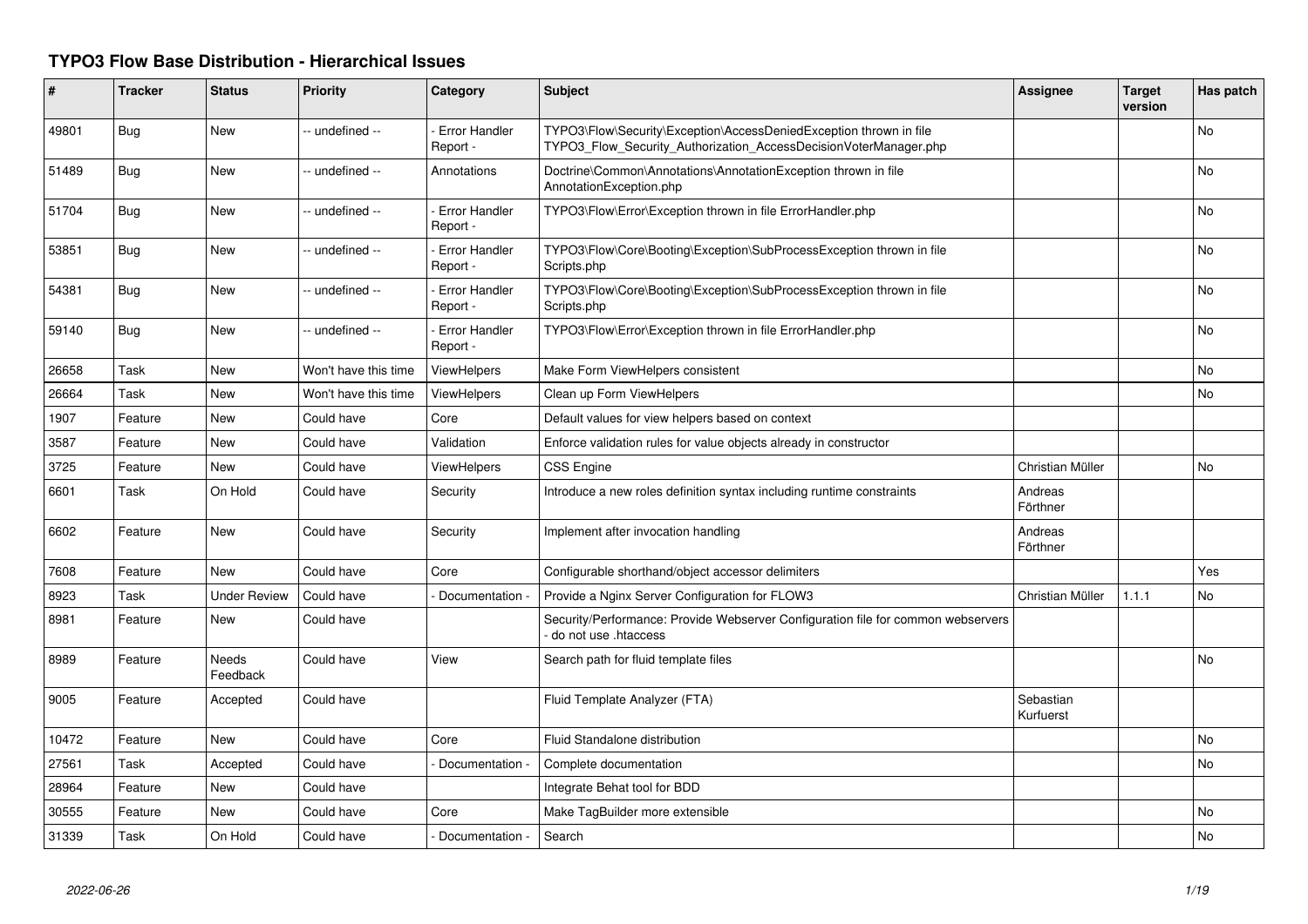# TYPO3 Flow Base Distribution - Hierarchical Issues

| # | Tracker | Status | Priority | Category | Subject | Assignee | Target version | Has patch |
|---|---|---|---|---|---|---|---|---|
| 49801 | Bug | New | -- undefined -- | - Error Handler Report - | TYPO3\Flow\Security\Exception\AccessDeniedException thrown in file TYPO3_Flow_Security_Authorization_AccessDecisionVoterManager.php | | | No |
| 51489 | Bug | New | -- undefined -- | Annotations | Doctrine\Common\Annotations\AnnotationException thrown in file AnnotationException.php | | | No |
| 51704 | Bug | New | -- undefined -- | - Error Handler Report - | TYPO3\Flow\Error\Exception thrown in file ErrorHandler.php | | | No |
| 53851 | Bug | New | -- undefined -- | - Error Handler Report - | TYPO3\Flow\Core\Booting\Exception\SubProcessException thrown in file Scripts.php | | | No |
| 54381 | Bug | New | -- undefined -- | - Error Handler Report - | TYPO3\Flow\Core\Booting\Exception\SubProcessException thrown in file Scripts.php | | | No |
| 59140 | Bug | New | -- undefined -- | - Error Handler Report - | TYPO3\Flow\Error\Exception thrown in file ErrorHandler.php | | | No |
| 26658 | Task | New | Won't have this time | ViewHelpers | Make Form ViewHelpers consistent | | | No |
| 26664 | Task | New | Won't have this time | ViewHelpers | Clean up Form ViewHelpers | | | No |
| 1907 | Feature | New | Could have | Core | Default values for view helpers based on context | | | |
| 3587 | Feature | New | Could have | Validation | Enforce validation rules for value objects already in constructor | | | |
| 3725 | Feature | New | Could have | ViewHelpers | CSS Engine | Christian Müller | | No |
| 6601 | Task | On Hold | Could have | Security | Introduce a new roles definition syntax including runtime constraints | Andreas Förthner | | |
| 6602 | Feature | New | Could have | Security | Implement after invocation handling | Andreas Förthner | | |
| 7608 | Feature | New | Could have | Core | Configurable shorthand/object accessor delimiters | | | Yes |
| 8923 | Task | Under Review | Could have | - Documentation - | Provide a Nginx Server Configuration for FLOW3 | Christian Müller | 1.1.1 | No |
| 8981 | Feature | New | Could have | | Security/Performance: Provide Webserver Configuration file for common webservers - do not use .htaccess | | | |
| 8989 | Feature | Needs Feedback | Could have | View | Search path for fluid template files | | | No |
| 9005 | Feature | Accepted | Could have | | Fluid Template Analyzer (FTA) | Sebastian Kurfuerst | | |
| 10472 | Feature | New | Could have | Core | Fluid Standalone distribution | | | No |
| 27561 | Task | Accepted | Could have | - Documentation - | Complete documentation | | | No |
| 28964 | Feature | New | Could have | | Integrate Behat tool for BDD | | | |
| 30555 | Feature | New | Could have | Core | Make TagBuilder more extensible | | | No |
| 31339 | Task | On Hold | Could have | - Documentation - | Search | | | No |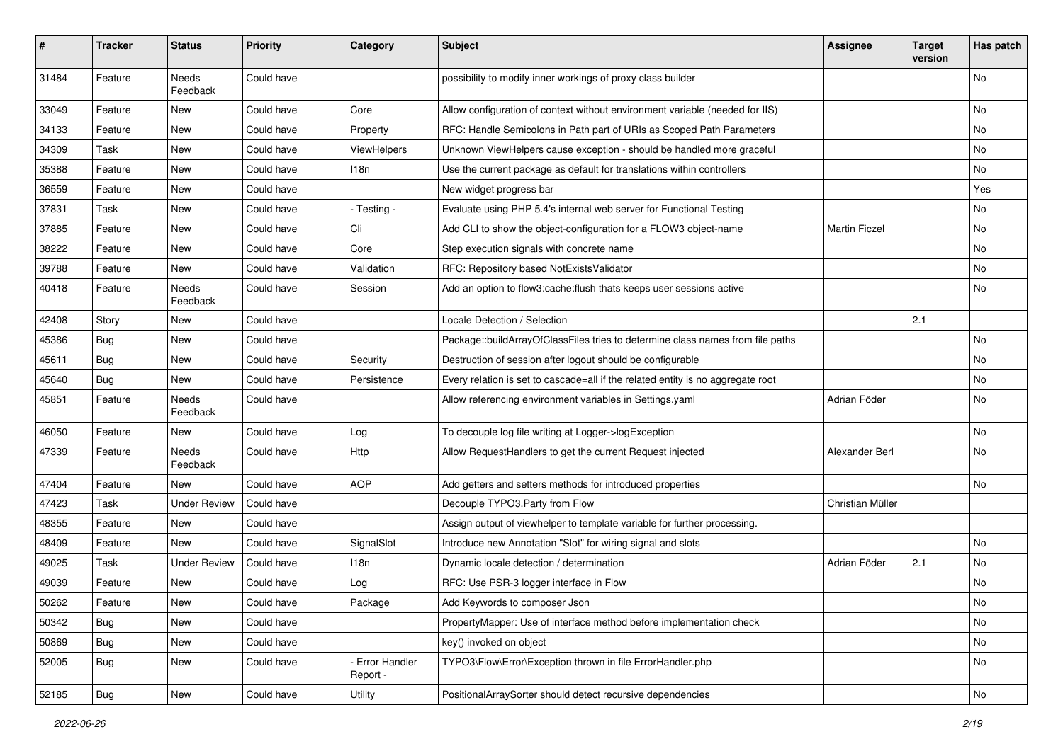| # | Tracker | Status | Priority | Category | Subject | Assignee | Target version | Has patch |
|---|---|---|---|---|---|---|---|---|
| 31484 | Feature | Needs Feedback | Could have | | possibility to modify inner workings of proxy class builder | | | No |
| 33049 | Feature | New | Could have | Core | Allow configuration of context without environment variable (needed for IIS) | | | No |
| 34133 | Feature | New | Could have | Property | RFC: Handle Semicolons in Path part of URIs as Scoped Path Parameters | | | No |
| 34309 | Task | New | Could have | ViewHelpers | Unknown ViewHelpers cause exception - should be handled more graceful | | | No |
| 35388 | Feature | New | Could have | I18n | Use the current package as default for translations within controllers | | | No |
| 36559 | Feature | New | Could have | | New widget progress bar | | | Yes |
| 37831 | Task | New | Could have | - Testing - | Evaluate using PHP 5.4's internal web server for Functional Testing | | | No |
| 37885 | Feature | New | Could have | Cli | Add CLI to show the object-configuration for a FLOW3 object-name | Martin Ficzel | | No |
| 38222 | Feature | New | Could have | Core | Step execution signals with concrete name | | | No |
| 39788 | Feature | New | Could have | Validation | RFC: Repository based NotExistsValidator | | | No |
| 40418 | Feature | Needs Feedback | Could have | Session | Add an option to flow3:cache:flush thats keeps user sessions active | | | No |
| 42408 | Story | New | Could have | | Locale Detection / Selection | | 2.1 | |
| 45386 | Bug | New | Could have | | Package::buildArrayOfClassFiles tries to determine class names from file paths | | | No |
| 45611 | Bug | New | Could have | Security | Destruction of session after logout should be configurable | | | No |
| 45640 | Bug | New | Could have | Persistence | Every relation is set to cascade=all if the related entity is no aggregate root | | | No |
| 45851 | Feature | Needs Feedback | Could have | | Allow referencing environment variables in Settings.yaml | Adrian Föder | | No |
| 46050 | Feature | New | Could have | Log | To decouple log file writing at Logger->logException | | | No |
| 47339 | Feature | Needs Feedback | Could have | Http | Allow RequestHandlers to get the current Request injected | Alexander Berl | | No |
| 47404 | Feature | New | Could have | AOP | Add getters and setters methods for introduced properties | | | No |
| 47423 | Task | Under Review | Could have | | Decouple TYPO3.Party from Flow | Christian Müller | | |
| 48355 | Feature | New | Could have | | Assign output of viewhelper to template variable for further processing. | | | |
| 48409 | Feature | New | Could have | SignalSlot | Introduce new Annotation "Slot" for wiring signal and slots | | | No |
| 49025 | Task | Under Review | Could have | I18n | Dynamic locale detection / determination | Adrian Föder | 2.1 | No |
| 49039 | Feature | New | Could have | Log | RFC: Use PSR-3 logger interface in Flow | | | No |
| 50262 | Feature | New | Could have | Package | Add Keywords to composer Json | | | No |
| 50342 | Bug | New | Could have | | PropertyMapper: Use of interface method before implementation check | | | No |
| 50869 | Bug | New | Could have | | key() invoked on object | | | No |
| 52005 | Bug | New | Could have | - Error Handler Report - | TYPO3\Flow\Error\Exception thrown in file ErrorHandler.php | | | No |
| 52185 | Bug | New | Could have | Utility | PositionalArraySorter should detect recursive dependencies | | | No |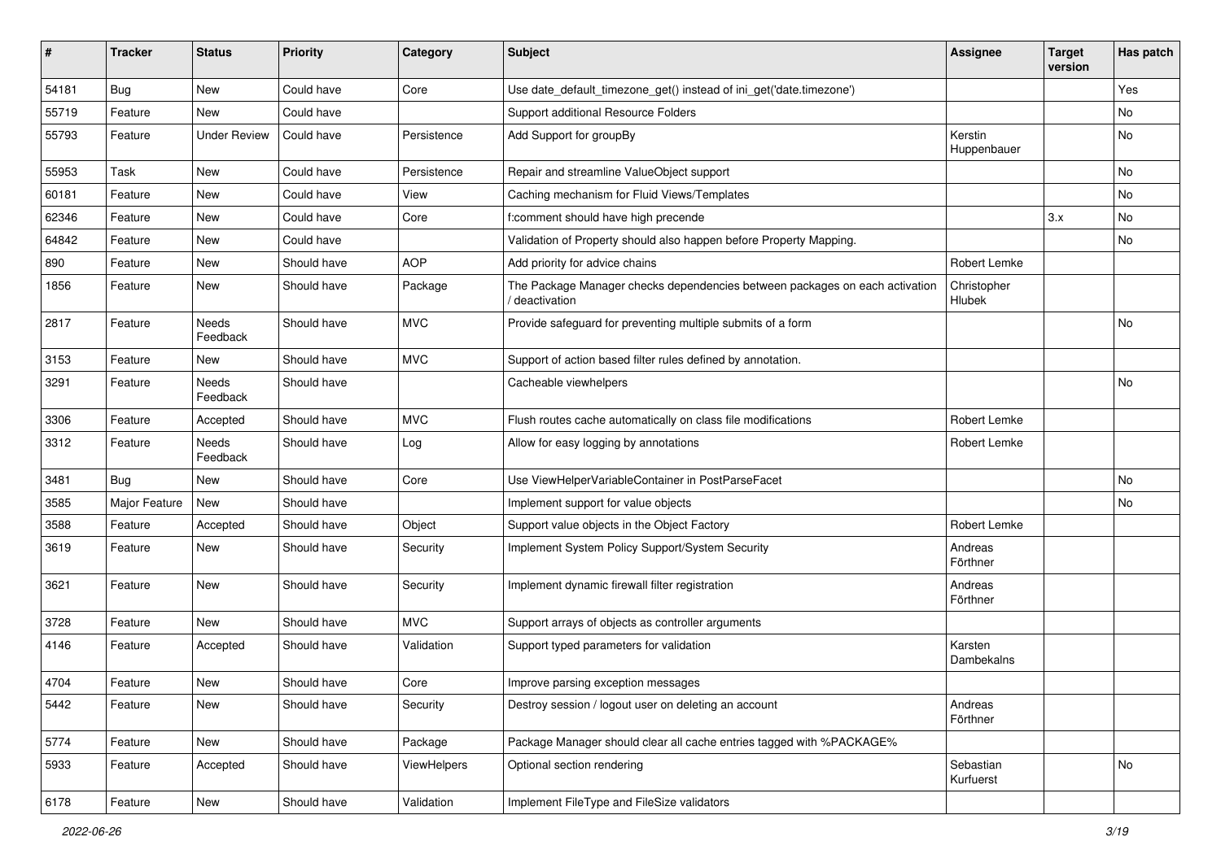| # | Tracker | Status | Priority | Category | Subject | Assignee | Target version | Has patch |
|---|---|---|---|---|---|---|---|---|
| 54181 | Bug | New | Could have | Core | Use date_default_timezone_get() instead of ini_get('date.timezone') | | | Yes |
| 55719 | Feature | New | Could have | | Support additional Resource Folders | | | No |
| 55793 | Feature | Under Review | Could have | Persistence | Add Support for groupBy | Kerstin Huppenbauer | | No |
| 55953 | Task | New | Could have | Persistence | Repair and streamline ValueObject support | | | No |
| 60181 | Feature | New | Could have | View | Caching mechanism for Fluid Views/Templates | | | No |
| 62346 | Feature | New | Could have | Core | f:comment should have high precende | | 3.x | No |
| 64842 | Feature | New | Could have | | Validation of Property should also happen before Property Mapping. | | | No |
| 890 | Feature | New | Should have | AOP | Add priority for advice chains | Robert Lemke | | |
| 1856 | Feature | New | Should have | Package | The Package Manager checks dependencies between packages on each activation / deactivation | Christopher Hlubek | | |
| 2817 | Feature | Needs Feedback | Should have | MVC | Provide safeguard for preventing multiple submits of a form | | | No |
| 3153 | Feature | New | Should have | MVC | Support of action based filter rules defined by annotation. | | | |
| 3291 | Feature | Needs Feedback | Should have | | Cacheable viewhelpers | | | No |
| 3306 | Feature | Accepted | Should have | MVC | Flush routes cache automatically on class file modifications | Robert Lemke | | |
| 3312 | Feature | Needs Feedback | Should have | Log | Allow for easy logging by annotations | Robert Lemke | | |
| 3481 | Bug | New | Should have | Core | Use ViewHelperVariableContainer in PostParseFacet | | | No |
| 3585 | Major Feature | New | Should have | | Implement support for value objects | | | No |
| 3588 | Feature | Accepted | Should have | Object | Support value objects in the Object Factory | Robert Lemke | | |
| 3619 | Feature | New | Should have | Security | Implement System Policy Support/System Security | Andreas Förthner | | |
| 3621 | Feature | New | Should have | Security | Implement dynamic firewall filter registration | Andreas Förthner | | |
| 3728 | Feature | New | Should have | MVC | Support arrays of objects as controller arguments | | | |
| 4146 | Feature | Accepted | Should have | Validation | Support typed parameters for validation | Karsten Dambekalns | | |
| 4704 | Feature | New | Should have | Core | Improve parsing exception messages | | | |
| 5442 | Feature | New | Should have | Security | Destroy session / logout user on deleting an account | Andreas Förthner | | |
| 5774 | Feature | New | Should have | Package | Package Manager should clear all cache entries tagged with %PACKAGE% | | | |
| 5933 | Feature | Accepted | Should have | ViewHelpers | Optional section rendering | Sebastian Kurfuerst | | No |
| 6178 | Feature | New | Should have | Validation | Implement FileType and FileSize validators | | | |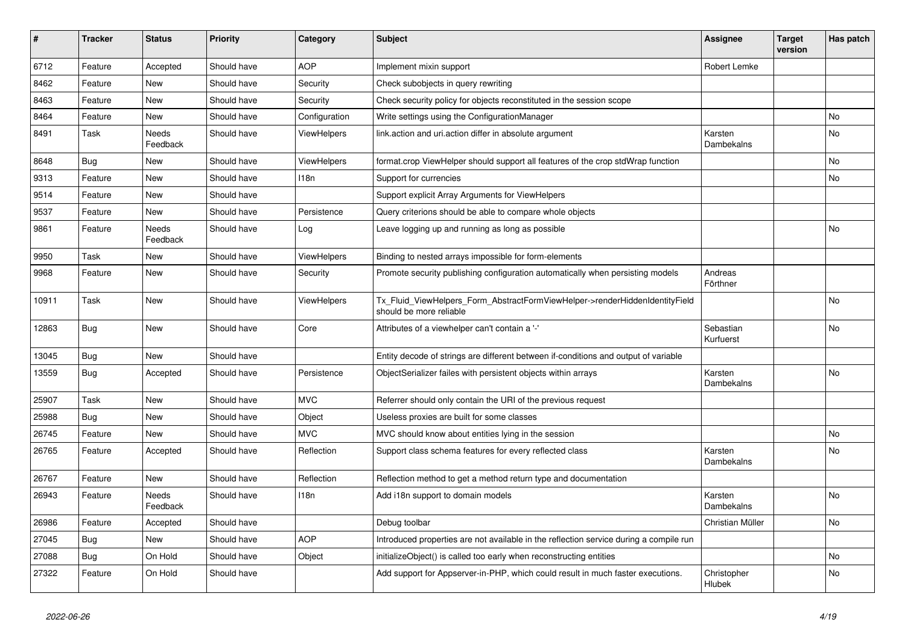| # | Tracker | Status | Priority | Category | Subject | Assignee | Target version | Has patch |
| --- | --- | --- | --- | --- | --- | --- | --- | --- |
| 6712 | Feature | Accepted | Should have | AOP | Implement mixin support | Robert Lemke | | |
| 8462 | Feature | New | Should have | Security | Check subobjects in query rewriting | | | |
| 8463 | Feature | New | Should have | Security | Check security policy for objects reconstituted in the session scope | | | |
| 8464 | Feature | New | Should have | Configuration | Write settings using the ConfigurationManager | | | No |
| 8491 | Task | Needs Feedback | Should have | ViewHelpers | link.action and uri.action differ in absolute argument | Karsten Dambekalns | | No |
| 8648 | Bug | New | Should have | ViewHelpers | format.crop ViewHelper should support all features of the crop stdWrap function | | | No |
| 9313 | Feature | New | Should have | I18n | Support for currencies | | | No |
| 9514 | Feature | New | Should have | | Support explicit Array Arguments for ViewHelpers | | | |
| 9537 | Feature | New | Should have | Persistence | Query criterions should be able to compare whole objects | | | |
| 9861 | Feature | Needs Feedback | Should have | Log | Leave logging up and running as long as possible | | | No |
| 9950 | Task | New | Should have | ViewHelpers | Binding to nested arrays impossible for form-elements | | | |
| 9968 | Feature | New | Should have | Security | Promote security publishing configuration automatically when persisting models | Andreas Förthner | | |
| 10911 | Task | New | Should have | ViewHelpers | Tx_Fluid_ViewHelpers_Form_AbstractFormViewHelper->renderHiddenIdentityField should be more reliable | | | No |
| 12863 | Bug | New | Should have | Core | Attributes of a viewhelper can't contain a '-' | Sebastian Kurfuerst | | No |
| 13045 | Bug | New | Should have | | Entity decode of strings are different between if-conditions and output of variable | | | |
| 13559 | Bug | Accepted | Should have | Persistence | ObjectSerializer failes with persistent objects within arrays | Karsten Dambekalns | | No |
| 25907 | Task | New | Should have | MVC | Referrer should only contain the URI of the previous request | | | |
| 25988 | Bug | New | Should have | Object | Useless proxies are built for some classes | | | |
| 26745 | Feature | New | Should have | MVC | MVC should know about entities lying in the session | | | No |
| 26765 | Feature | Accepted | Should have | Reflection | Support class schema features for every reflected class | Karsten Dambekalns | | No |
| 26767 | Feature | New | Should have | Reflection | Reflection method to get a method return type and documentation | | | |
| 26943 | Feature | Needs Feedback | Should have | I18n | Add i18n support to domain models | Karsten Dambekalns | | No |
| 26986 | Feature | Accepted | Should have | | Debug toolbar | Christian Müller | | No |
| 27045 | Bug | New | Should have | AOP | Introduced properties are not available in the reflection service during a compile run | | | |
| 27088 | Bug | On Hold | Should have | Object | initializeObject() is called too early when reconstructing entities | | | No |
| 27322 | Feature | On Hold | Should have | | Add support for Appserver-in-PHP, which could result in much faster executions. | Christopher Hlubek | | No |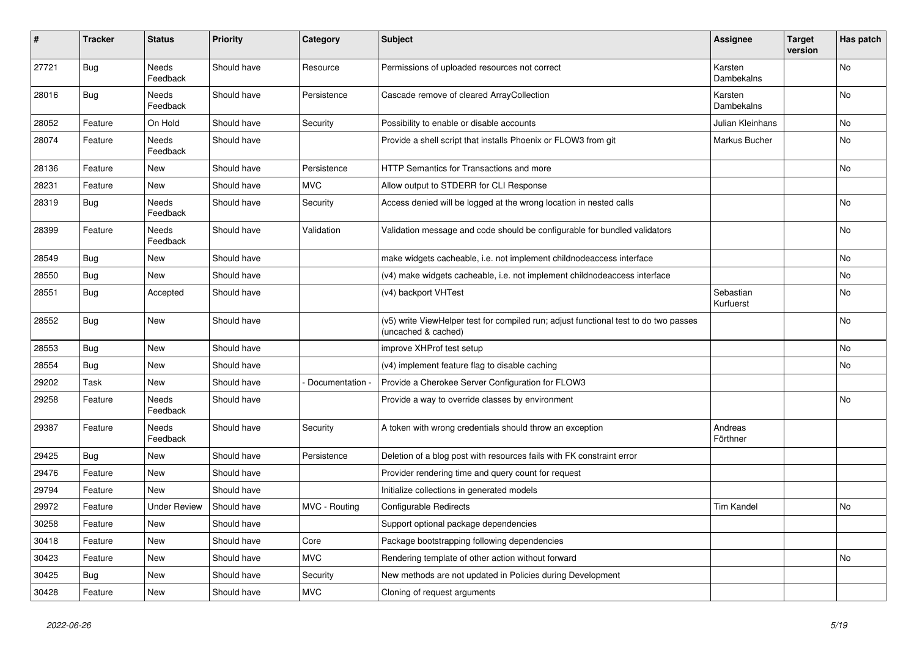| # | Tracker | Status | Priority | Category | Subject | Assignee | Target version | Has patch |
|---|---|---|---|---|---|---|---|---|
| 27721 | Bug | Needs Feedback | Should have | Resource | Permissions of uploaded resources not correct | Karsten Dambekalns | | No |
| 28016 | Bug | Needs Feedback | Should have | Persistence | Cascade remove of cleared ArrayCollection | Karsten Dambekalns | | No |
| 28052 | Feature | On Hold | Should have | Security | Possibility to enable or disable accounts | Julian Kleinhans | | No |
| 28074 | Feature | Needs Feedback | Should have | | Provide a shell script that installs Phoenix or FLOW3 from git | Markus Bucher | | No |
| 28136 | Feature | New | Should have | Persistence | HTTP Semantics for Transactions and more | | | No |
| 28231 | Feature | New | Should have | MVC | Allow output to STDERR for CLI Response | | | |
| 28319 | Bug | Needs Feedback | Should have | Security | Access denied will be logged at the wrong location in nested calls | | | No |
| 28399 | Feature | Needs Feedback | Should have | Validation | Validation message and code should be configurable for bundled validators | | | No |
| 28549 | Bug | New | Should have | | make widgets cacheable, i.e. not implement childnodeaccess interface | | | No |
| 28550 | Bug | New | Should have | | (v4) make widgets cacheable, i.e. not implement childnodeaccess interface | | | No |
| 28551 | Bug | Accepted | Should have | | (v4) backport VHTest | Sebastian Kurfuerst | | No |
| 28552 | Bug | New | Should have | | (v5) write ViewHelper test for compiled run; adjust functional test to do two passes (uncached & cached) | | | No |
| 28553 | Bug | New | Should have | | improve XHProf test setup | | | No |
| 28554 | Bug | New | Should have | | (v4) implement feature flag to disable caching | | | No |
| 29202 | Task | New | Should have | - Documentation - | Provide a Cherokee Server Configuration for FLOW3 | | | |
| 29258 | Feature | Needs Feedback | Should have | | Provide a way to override classes by environment | | | No |
| 29387 | Feature | Needs Feedback | Should have | Security | A token with wrong credentials should throw an exception | Andreas Förthner | | |
| 29425 | Bug | New | Should have | Persistence | Deletion of a blog post with resources fails with FK constraint error | | | |
| 29476 | Feature | New | Should have | | Provider rendering time and query count for request | | | |
| 29794 | Feature | New | Should have | | Initialize collections in generated models | | | |
| 29972 | Feature | Under Review | Should have | MVC - Routing | Configurable Redirects | Tim Kandel | | No |
| 30258 | Feature | New | Should have | | Support optional package dependencies | | | |
| 30418 | Feature | New | Should have | Core | Package bootstrapping following dependencies | | | |
| 30423 | Feature | New | Should have | MVC | Rendering template of other action without forward | | | No |
| 30425 | Bug | New | Should have | Security | New methods are not updated in Policies during Development | | | |
| 30428 | Feature | New | Should have | MVC | Cloning of request arguments | | | |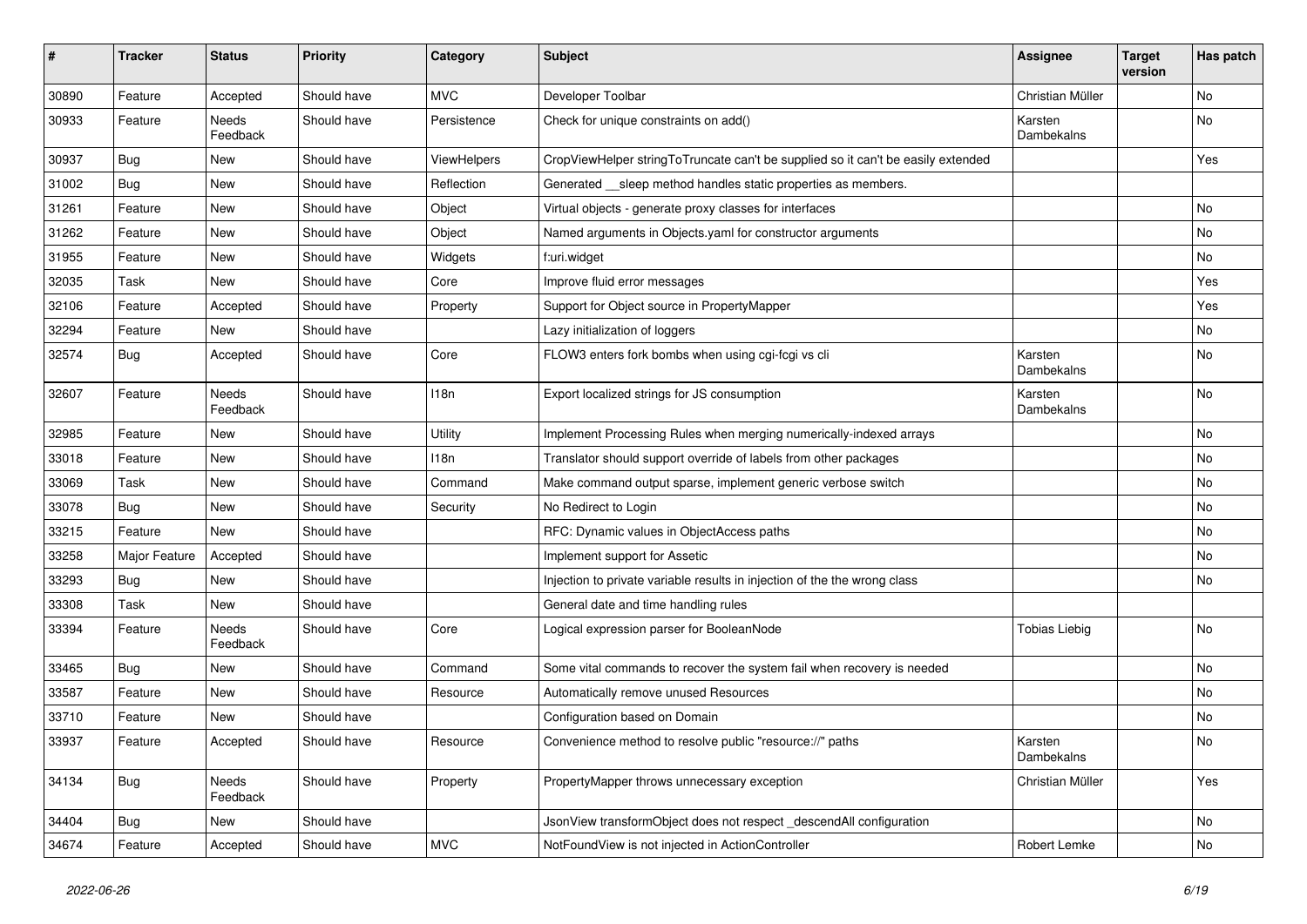| # | Tracker | Status | Priority | Category | Subject | Assignee | Target version | Has patch |
|---|---|---|---|---|---|---|---|---|
| 30890 | Feature | Accepted | Should have | MVC | Developer Toolbar | Christian Müller | | No |
| 30933 | Feature | Needs Feedback | Should have | Persistence | Check for unique constraints on add() | Karsten Dambekalns | | No |
| 30937 | Bug | New | Should have | ViewHelpers | CropViewHelper stringToTruncate can't be supplied so it can't be easily extended | | | Yes |
| 31002 | Bug | New | Should have | Reflection | Generated __sleep method handles static properties as members. | | | |
| 31261 | Feature | New | Should have | Object | Virtual objects - generate proxy classes for interfaces | | | No |
| 31262 | Feature | New | Should have | Object | Named arguments in Objects.yaml for constructor arguments | | | No |
| 31955 | Feature | New | Should have | Widgets | f:uri.widget | | | No |
| 32035 | Task | New | Should have | Core | Improve fluid error messages | | | Yes |
| 32106 | Feature | Accepted | Should have | Property | Support for Object source in PropertyMapper | | | Yes |
| 32294 | Feature | New | Should have | | Lazy initialization of loggers | | | No |
| 32574 | Bug | Accepted | Should have | Core | FLOW3 enters fork bombs when using cgi-fcgi vs cli | Karsten Dambekalns | | No |
| 32607 | Feature | Needs Feedback | Should have | I18n | Export localized strings for JS consumption | Karsten Dambekalns | | No |
| 32985 | Feature | New | Should have | Utility | Implement Processing Rules when merging numerically-indexed arrays | | | No |
| 33018 | Feature | New | Should have | I18n | Translator should support override of labels from other packages | | | No |
| 33069 | Task | New | Should have | Command | Make command output sparse, implement generic verbose switch | | | No |
| 33078 | Bug | New | Should have | Security | No Redirect to Login | | | No |
| 33215 | Feature | New | Should have | | RFC: Dynamic values in ObjectAccess paths | | | No |
| 33258 | Major Feature | Accepted | Should have | | Implement support for Assetic | | | No |
| 33293 | Bug | New | Should have | | Injection to private variable results in injection of the the wrong class | | | No |
| 33308 | Task | New | Should have | | General date and time handling rules | | | |
| 33394 | Feature | Needs Feedback | Should have | Core | Logical expression parser for BooleanNode | Tobias Liebig | | No |
| 33465 | Bug | New | Should have | Command | Some vital commands to recover the system fail when recovery is needed | | | No |
| 33587 | Feature | New | Should have | Resource | Automatically remove unused Resources | | | No |
| 33710 | Feature | New | Should have | | Configuration based on Domain | | | No |
| 33937 | Feature | Accepted | Should have | Resource | Convenience method to resolve public "resource://" paths | Karsten Dambekalns | | No |
| 34134 | Bug | Needs Feedback | Should have | Property | PropertyMapper throws unnecessary exception | Christian Müller | | Yes |
| 34404 | Bug | New | Should have | | JsonView transformObject does not respect _descendAll configuration | | | No |
| 34674 | Feature | Accepted | Should have | MVC | NotFoundView is not injected in ActionController | Robert Lemke | | No |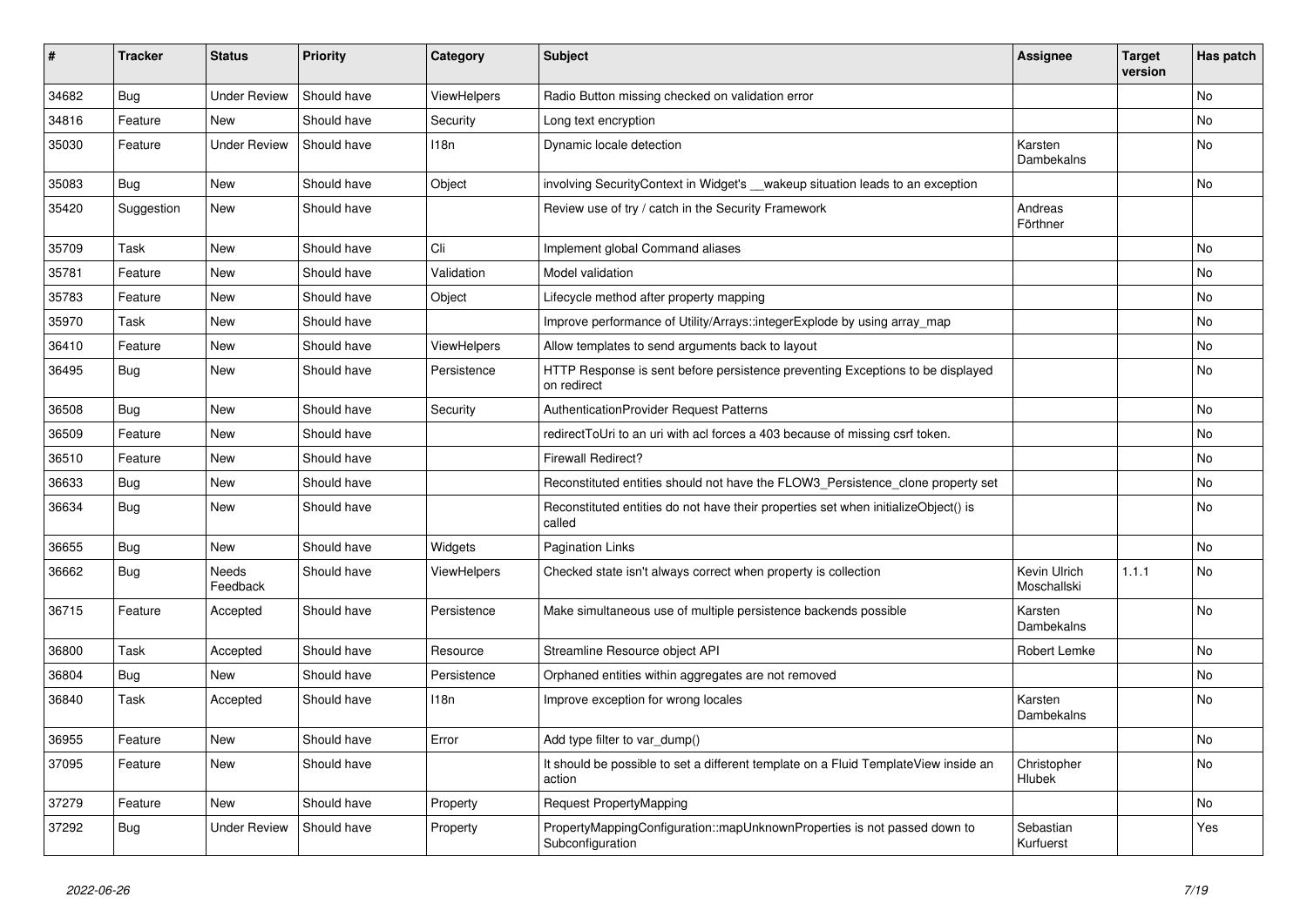| # | Tracker | Status | Priority | Category | Subject | Assignee | Target version | Has patch |
|---|---|---|---|---|---|---|---|---|
| 34682 | Bug | Under Review | Should have | ViewHelpers | Radio Button missing checked on validation error | | | No |
| 34816 | Feature | New | Should have | Security | Long text encryption | | | No |
| 35030 | Feature | Under Review | Should have | I18n | Dynamic locale detection | Karsten Dambekalns | | No |
| 35083 | Bug | New | Should have | Object | involving SecurityContext in Widget's __wakeup situation leads to an exception | | | No |
| 35420 | Suggestion | New | Should have | | Review use of try / catch in the Security Framework | Andreas Förthner | | |
| 35709 | Task | New | Should have | Cli | Implement global Command aliases | | | No |
| 35781 | Feature | New | Should have | Validation | Model validation | | | No |
| 35783 | Feature | New | Should have | Object | Lifecycle method after property mapping | | | No |
| 35970 | Task | New | Should have | | Improve performance of Utility/Arrays::integerExplode by using array_map | | | No |
| 36410 | Feature | New | Should have | ViewHelpers | Allow templates to send arguments back to layout | | | No |
| 36495 | Bug | New | Should have | Persistence | HTTP Response is sent before persistence preventing Exceptions to be displayed on redirect | | | No |
| 36508 | Bug | New | Should have | Security | AuthenticationProvider Request Patterns | | | No |
| 36509 | Feature | New | Should have | | redirectToUri to an uri with acl forces a 403 because of missing csrf token. | | | No |
| 36510 | Feature | New | Should have | | Firewall Redirect? | | | No |
| 36633 | Bug | New | Should have | | Reconstituted entities should not have the FLOW3_Persistence_clone property set | | | No |
| 36634 | Bug | New | Should have | | Reconstituted entities do not have their properties set when initializeObject() is called | | | No |
| 36655 | Bug | New | Should have | Widgets | Pagination Links | | | No |
| 36662 | Bug | Needs Feedback | Should have | ViewHelpers | Checked state isn't always correct when property is collection | Kevin Ulrich Moschallski | 1.1.1 | No |
| 36715 | Feature | Accepted | Should have | Persistence | Make simultaneous use of multiple persistence backends possible | Karsten Dambekalns | | No |
| 36800 | Task | Accepted | Should have | Resource | Streamline Resource object API | Robert Lemke | | No |
| 36804 | Bug | New | Should have | Persistence | Orphaned entities within aggregates are not removed | | | No |
| 36840 | Task | Accepted | Should have | I18n | Improve exception for wrong locales | Karsten Dambekalns | | No |
| 36955 | Feature | New | Should have | Error | Add type filter to var_dump() | | | No |
| 37095 | Feature | New | Should have | | It should be possible to set a different template on a Fluid TemplateView inside an action | Christopher Hlubek | | No |
| 37279 | Feature | New | Should have | Property | Request PropertyMapping | | | No |
| 37292 | Bug | Under Review | Should have | Property | PropertyMappingConfiguration::mapUnknownProperties is not passed down to Subconfiguration | Sebastian Kurfuerst | | Yes |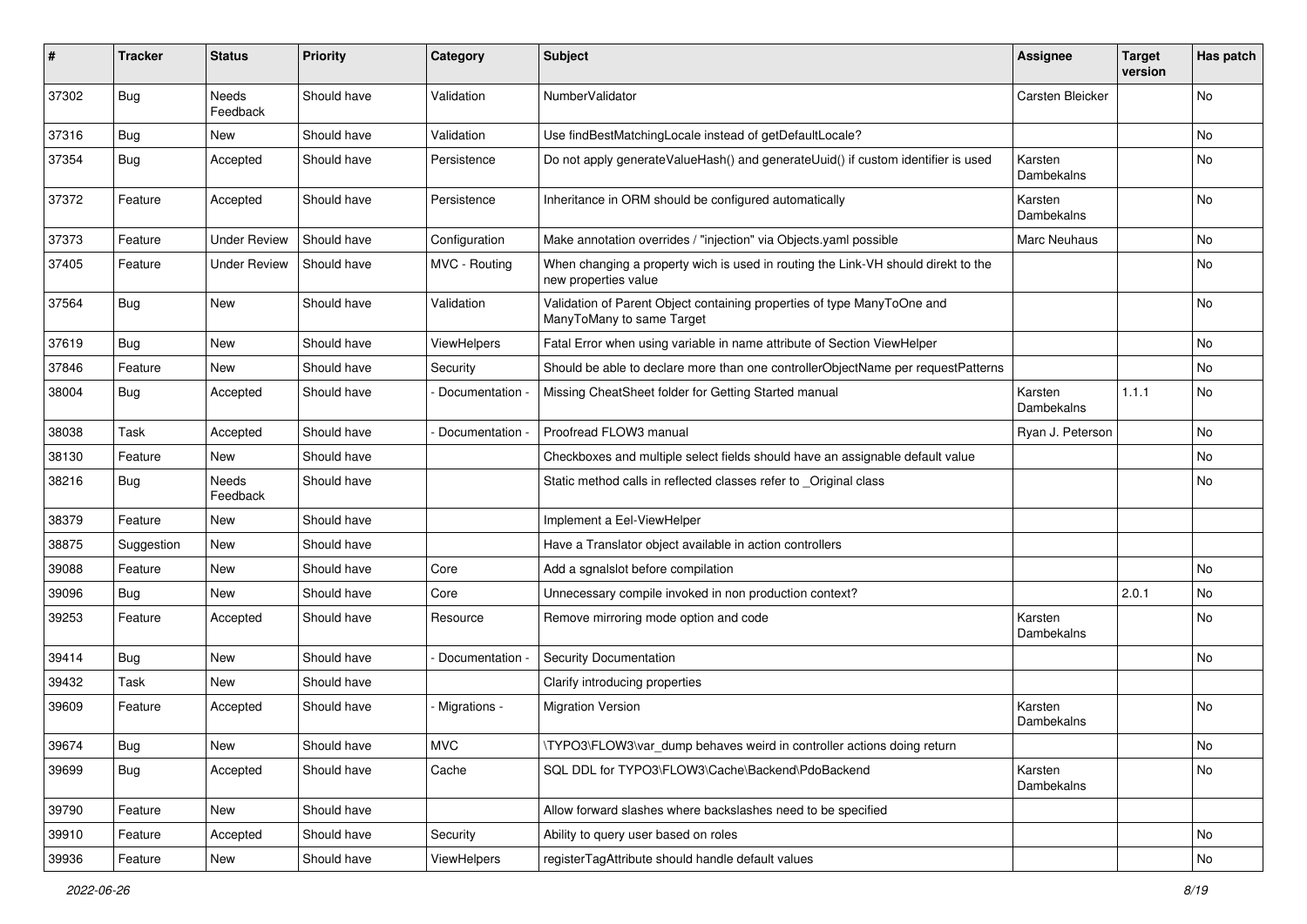| # | Tracker | Status | Priority | Category | Subject | Assignee | Target version | Has patch |
|---|---|---|---|---|---|---|---|---|
| 37302 | Bug | Needs Feedback | Should have | Validation | NumberValidator | Carsten Bleicker | | No |
| 37316 | Bug | New | Should have | Validation | Use findBestMatchingLocale instead of getDefaultLocale? | | | No |
| 37354 | Bug | Accepted | Should have | Persistence | Do not apply generateValueHash() and generateUuid() if custom identifier is used | Karsten Dambekalns | | No |
| 37372 | Feature | Accepted | Should have | Persistence | Inheritance in ORM should be configured automatically | Karsten Dambekalns | | No |
| 37373 | Feature | Under Review | Should have | Configuration | Make annotation overrides / "injection" via Objects.yaml possible | Marc Neuhaus | | No |
| 37405 | Feature | Under Review | Should have | MVC - Routing | When changing a property wich is used in routing the Link-VH should direkt to the new properties value | | | No |
| 37564 | Bug | New | Should have | Validation | Validation of Parent Object containing properties of type ManyToOne and ManyToMany to same Target | | | No |
| 37619 | Bug | New | Should have | ViewHelpers | Fatal Error when using variable in name attribute of Section ViewHelper | | | No |
| 37846 | Feature | New | Should have | Security | Should be able to declare more than one controllerObjectName per requestPatterns | | | No |
| 38004 | Bug | Accepted | Should have | - Documentation - | Missing CheatSheet folder for Getting Started manual | Karsten Dambekalns | 1.1.1 | No |
| 38038 | Task | Accepted | Should have | - Documentation - | Proofread FLOW3 manual | Ryan J. Peterson | | No |
| 38130 | Feature | New | Should have | | Checkboxes and multiple select fields should have an assignable default value | | | No |
| 38216 | Bug | Needs Feedback | Should have | | Static method calls in reflected classes refer to _Original class | | | No |
| 38379 | Feature | New | Should have | | Implement a Eel-ViewHelper | | | |
| 38875 | Suggestion | New | Should have | | Have a Translator object available in action controllers | | | |
| 39088 | Feature | New | Should have | Core | Add a sgnalslot before compilation | | | No |
| 39096 | Bug | New | Should have | Core | Unnecessary compile invoked in non production context? | | 2.0.1 | No |
| 39253 | Feature | Accepted | Should have | Resource | Remove mirroring mode option and code | Karsten Dambekalns | | No |
| 39414 | Bug | New | Should have | - Documentation - | Security Documentation | | | No |
| 39432 | Task | New | Should have | | Clarify introducing properties | | | |
| 39609 | Feature | Accepted | Should have | - Migrations - | Migration Version | Karsten Dambekalns | | No |
| 39674 | Bug | New | Should have | MVC | \TYPO3\FLOW3\var_dump behaves weird in controller actions doing return | | | No |
| 39699 | Bug | Accepted | Should have | Cache | SQL DDL for TYPO3\FLOW3\Cache\Backend\PdoBackend | Karsten Dambekalns | | No |
| 39790 | Feature | New | Should have | | Allow forward slashes where backslashes need to be specified | | | |
| 39910 | Feature | Accepted | Should have | Security | Ability to query user based on roles | | | No |
| 39936 | Feature | New | Should have | ViewHelpers | registerTagAttribute should handle default values | | | No |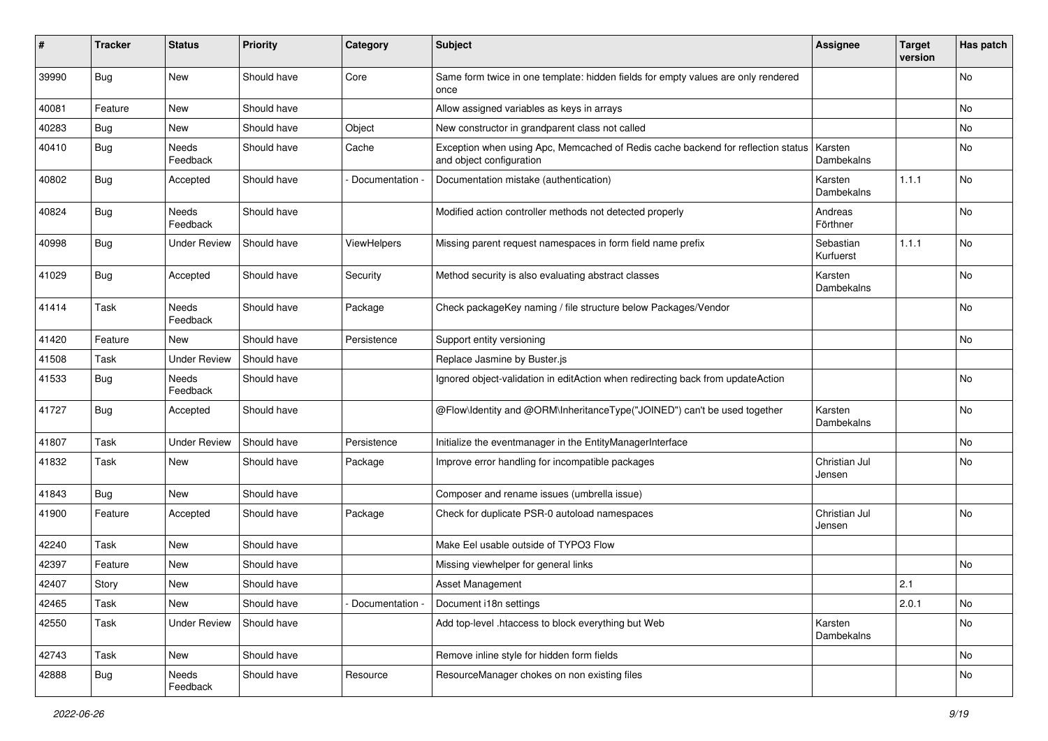| # | Tracker | Status | Priority | Category | Subject | Assignee | Target version | Has patch |
|---|---|---|---|---|---|---|---|---|
| 39990 | Bug | New | Should have | Core | Same form twice in one template: hidden fields for empty values are only rendered once | | | No |
| 40081 | Feature | New | Should have | | Allow assigned variables as keys in arrays | | | No |
| 40283 | Bug | New | Should have | Object | New constructor in grandparent class not called | | | No |
| 40410 | Bug | Needs Feedback | Should have | Cache | Exception when using Apc, Memcached of Redis cache backend for reflection status and object configuration | Karsten Dambekalns | | No |
| 40802 | Bug | Accepted | Should have | - Documentation - | Documentation mistake (authentication) | Karsten Dambekalns | 1.1.1 | No |
| 40824 | Bug | Needs Feedback | Should have | | Modified action controller methods not detected properly | Andreas Förthner | | No |
| 40998 | Bug | Under Review | Should have | ViewHelpers | Missing parent request namespaces in form field name prefix | Sebastian Kurfuerst | 1.1.1 | No |
| 41029 | Bug | Accepted | Should have | Security | Method security is also evaluating abstract classes | Karsten Dambekalns | | No |
| 41414 | Task | Needs Feedback | Should have | Package | Check packageKey naming / file structure below Packages/Vendor | | | No |
| 41420 | Feature | New | Should have | Persistence | Support entity versioning | | | No |
| 41508 | Task | Under Review | Should have | | Replace Jasmine by Buster.js | | | |
| 41533 | Bug | Needs Feedback | Should have | | Ignored object-validation in editAction when redirecting back from updateAction | | | No |
| 41727 | Bug | Accepted | Should have | | @Flow\Identity and @ORM\InheritanceType("JOINED") can't be used together | Karsten Dambekalns | | No |
| 41807 | Task | Under Review | Should have | Persistence | Initialize the eventmanager in the EntityManagerInterface | | | No |
| 41832 | Task | New | Should have | Package | Improve error handling for incompatible packages | Christian Jul Jensen | | No |
| 41843 | Bug | New | Should have | | Composer and rename issues (umbrella issue) | | | |
| 41900 | Feature | Accepted | Should have | Package | Check for duplicate PSR-0 autoload namespaces | Christian Jul Jensen | | No |
| 42240 | Task | New | Should have | | Make Eel usable outside of TYPO3 Flow | | | |
| 42397 | Feature | New | Should have | | Missing viewhelper for general links | | | No |
| 42407 | Story | New | Should have | | Asset Management | | 2.1 | |
| 42465 | Task | New | Should have | - Documentation - | Document i18n settings | | 2.0.1 | No |
| 42550 | Task | Under Review | Should have | | Add top-level .htaccess to block everything but Web | Karsten Dambekalns | | No |
| 42743 | Task | New | Should have | | Remove inline style for hidden form fields | | | No |
| 42888 | Bug | Needs Feedback | Should have | Resource | ResourceManager chokes on non existing files | | | No |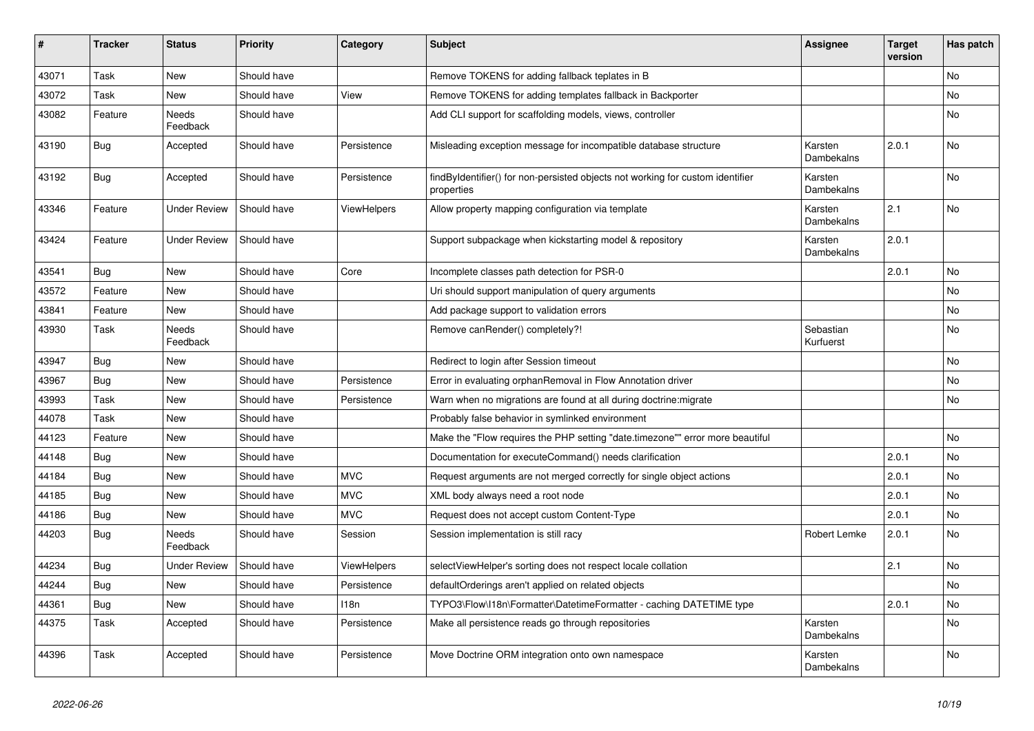| # | Tracker | Status | Priority | Category | Subject | Assignee | Target version | Has patch |
| --- | --- | --- | --- | --- | --- | --- | --- | --- |
| 43071 | Task | New | Should have | | Remove TOKENS for adding fallback teplates in B | | | No |
| 43072 | Task | New | Should have | View | Remove TOKENS for adding templates fallback in Backporter | | | No |
| 43082 | Feature | Needs Feedback | Should have | | Add CLI support for scaffolding models, views, controller | | | No |
| 43190 | Bug | Accepted | Should have | Persistence | Misleading exception message for incompatible database structure | Karsten Dambekalns | 2.0.1 | No |
| 43192 | Bug | Accepted | Should have | Persistence | findByIdentifier() for non-persisted objects not working for custom identifier properties | Karsten Dambekalns | | No |
| 43346 | Feature | Under Review | Should have | ViewHelpers | Allow property mapping configuration via template | Karsten Dambekalns | 2.1 | No |
| 43424 | Feature | Under Review | Should have | | Support subpackage when kickstarting model & repository | Karsten Dambekalns | 2.0.1 | |
| 43541 | Bug | New | Should have | Core | Incomplete classes path detection for PSR-0 | | 2.0.1 | No |
| 43572 | Feature | New | Should have | | Uri should support manipulation of query arguments | | | No |
| 43841 | Feature | New | Should have | | Add package support to validation errors | | | No |
| 43930 | Task | Needs Feedback | Should have | | Remove canRender() completely?! | Sebastian Kurfuerst | | No |
| 43947 | Bug | New | Should have | | Redirect to login after Session timeout | | | No |
| 43967 | Bug | New | Should have | Persistence | Error in evaluating orphanRemoval in Flow Annotation driver | | | No |
| 43993 | Task | New | Should have | Persistence | Warn when no migrations are found at all during doctrine:migrate | | | No |
| 44078 | Task | New | Should have | | Probably false behavior in symlinked environment | | | |
| 44123 | Feature | New | Should have | | Make the "Flow requires the PHP setting "date.timezone"" error more beautiful | | | No |
| 44148 | Bug | New | Should have | | Documentation for executeCommand() needs clarification | | 2.0.1 | No |
| 44184 | Bug | New | Should have | MVC | Request arguments are not merged correctly for single object actions | | 2.0.1 | No |
| 44185 | Bug | New | Should have | MVC | XML body always need a root node | | 2.0.1 | No |
| 44186 | Bug | New | Should have | MVC | Request does not accept custom Content-Type | | 2.0.1 | No |
| 44203 | Bug | Needs Feedback | Should have | Session | Session implementation is still racy | Robert Lemke | 2.0.1 | No |
| 44234 | Bug | Under Review | Should have | ViewHelpers | selectViewHelper's sorting does not respect locale collation | | 2.1 | No |
| 44244 | Bug | New | Should have | Persistence | defaultOrderings aren't applied on related objects | | | No |
| 44361 | Bug | New | Should have | I18n | TYPO3\Flow\I18n\Formatter\DatetimeFormatter - caching DATETIME type | | 2.0.1 | No |
| 44375 | Task | Accepted | Should have | Persistence | Make all persistence reads go through repositories | Karsten Dambekalns | | No |
| 44396 | Task | Accepted | Should have | Persistence | Move Doctrine ORM integration onto own namespace | Karsten Dambekalns | | No |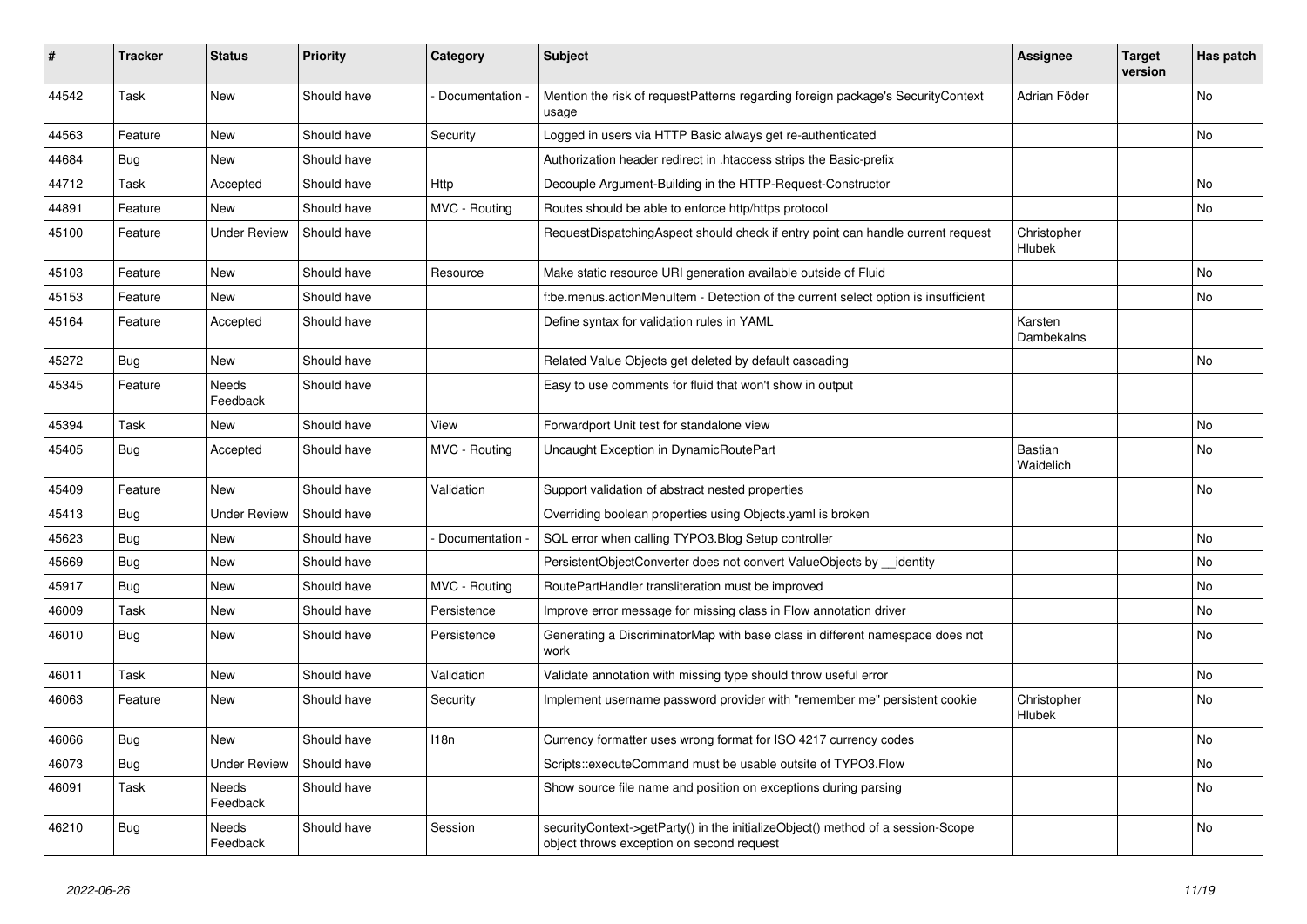| # | Tracker | Status | Priority | Category | Subject | Assignee | Target version | Has patch |
|---|---|---|---|---|---|---|---|---|
| 44542 | Task | New | Should have | - Documentation - | Mention the risk of requestPatterns regarding foreign package's SecurityContext usage | Adrian Föder | | No |
| 44563 | Feature | New | Should have | Security | Logged in users via HTTP Basic always get re-authenticated | | | No |
| 44684 | Bug | New | Should have | | Authorization header redirect in .htaccess strips the Basic-prefix | | | |
| 44712 | Task | Accepted | Should have | Http | Decouple Argument-Building in the HTTP-Request-Constructor | | | No |
| 44891 | Feature | New | Should have | MVC - Routing | Routes should be able to enforce http/https protocol | | | No |
| 45100 | Feature | Under Review | Should have | | RequestDispatchingAspect should check if entry point can handle current request | Christopher Hlubek | | |
| 45103 | Feature | New | Should have | Resource | Make static resource URI generation available outside of Fluid | | | No |
| 45153 | Feature | New | Should have | | f:be.menus.actionMenuItem - Detection of the current select option is insufficient | | | No |
| 45164 | Feature | Accepted | Should have | | Define syntax for validation rules in YAML | Karsten Dambekalns | | |
| 45272 | Bug | New | Should have | | Related Value Objects get deleted by default cascading | | | No |
| 45345 | Feature | Needs Feedback | Should have | | Easy to use comments for fluid that won't show in output | | | |
| 45394 | Task | New | Should have | View | Forwardport Unit test for standalone view | | | No |
| 45405 | Bug | Accepted | Should have | MVC - Routing | Uncaught Exception in DynamicRoutePart | Bastian Waidelich | | No |
| 45409 | Feature | New | Should have | Validation | Support validation of abstract nested properties | | | No |
| 45413 | Bug | Under Review | Should have | | Overriding boolean properties using Objects.yaml is broken | | | |
| 45623 | Bug | New | Should have | - Documentation - | SQL error when calling TYPO3.Blog Setup controller | | | No |
| 45669 | Bug | New | Should have | | PersistentObjectConverter does not convert ValueObjects by __identity | | | No |
| 45917 | Bug | New | Should have | MVC - Routing | RoutePartHandler transliteration must be improved | | | No |
| 46009 | Task | New | Should have | Persistence | Improve error message for missing class in Flow annotation driver | | | No |
| 46010 | Bug | New | Should have | Persistence | Generating a DiscriminatorMap with base class in different namespace does not work | | | No |
| 46011 | Task | New | Should have | Validation | Validate annotation with missing type should throw useful error | | | No |
| 46063 | Feature | New | Should have | Security | Implement username password provider with "remember me" persistent cookie | Christopher Hlubek | | No |
| 46066 | Bug | New | Should have | I18n | Currency formatter uses wrong format for ISO 4217 currency codes | | | No |
| 46073 | Bug | Under Review | Should have | | Scripts::executeCommand must be usable outsite of TYPO3.Flow | | | No |
| 46091 | Task | Needs Feedback | Should have | | Show source file name and position on exceptions during parsing | | | No |
| 46210 | Bug | Needs Feedback | Should have | Session | securityContext->getParty() in the initializeObject() method of a session-Scope object throws exception on second request | | | No |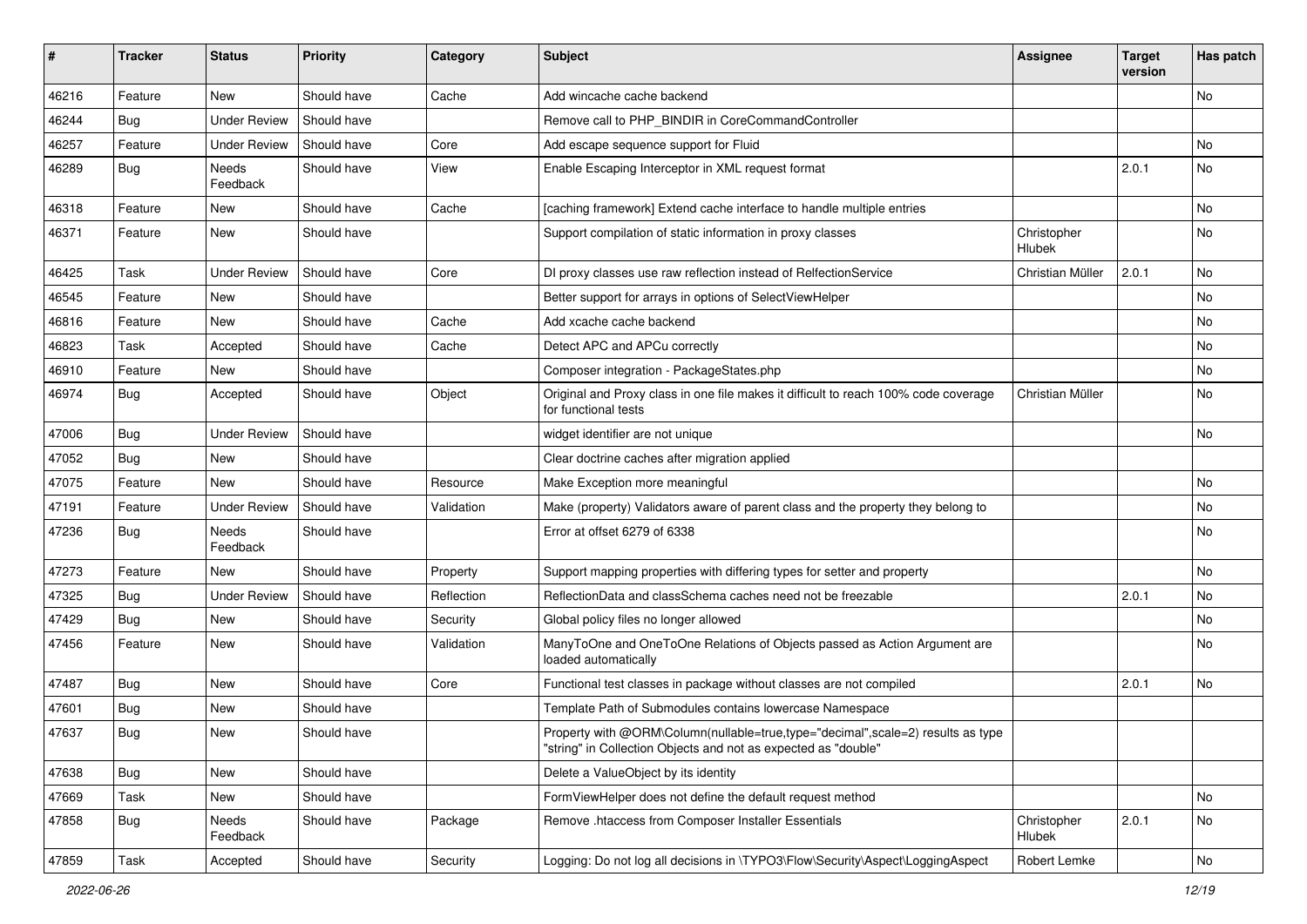| # | Tracker | Status | Priority | Category | Subject | Assignee | Target version | Has patch |
|---|---|---|---|---|---|---|---|---|
| 46216 | Feature | New | Should have | Cache | Add wincache cache backend | | | No |
| 46244 | Bug | Under Review | Should have | | Remove call to PHP_BINDIR in CoreCommandController | | | |
| 46257 | Feature | Under Review | Should have | Core | Add escape sequence support for Fluid | | | No |
| 46289 | Bug | Needs Feedback | Should have | View | Enable Escaping Interceptor in XML request format | | 2.0.1 | No |
| 46318 | Feature | New | Should have | Cache | [caching framework] Extend cache interface to handle multiple entries | | | No |
| 46371 | Feature | New | Should have | | Support compilation of static information in proxy classes | Christopher Hlubek | | No |
| 46425 | Task | Under Review | Should have | Core | DI proxy classes use raw reflection instead of RelfectionService | Christian Müller | 2.0.1 | No |
| 46545 | Feature | New | Should have | | Better support for arrays in options of SelectViewHelper | | | No |
| 46816 | Feature | New | Should have | Cache | Add xcache cache backend | | | No |
| 46823 | Task | Accepted | Should have | Cache | Detect APC and APCu correctly | | | No |
| 46910 | Feature | New | Should have | | Composer integration - PackageStates.php | | | No |
| 46974 | Bug | Accepted | Should have | Object | Original and Proxy class in one file makes it difficult to reach 100% code coverage for functional tests | Christian Müller | | No |
| 47006 | Bug | Under Review | Should have | | widget identifier are not unique | | | No |
| 47052 | Bug | New | Should have | | Clear doctrine caches after migration applied | | | |
| 47075 | Feature | New | Should have | Resource | Make Exception more meaningful | | | No |
| 47191 | Feature | Under Review | Should have | Validation | Make (property) Validators aware of parent class and the property they belong to | | | No |
| 47236 | Bug | Needs Feedback | Should have | | Error at offset 6279 of 6338 | | | No |
| 47273 | Feature | New | Should have | Property | Support mapping properties with differing types for setter and property | | | No |
| 47325 | Bug | Under Review | Should have | Reflection | ReflectionData and classSchema caches need not be freezable | | 2.0.1 | No |
| 47429 | Bug | New | Should have | Security | Global policy files no longer allowed | | | No |
| 47456 | Feature | New | Should have | Validation | ManyToOne and OneToOne Relations of Objects passed as Action Argument are loaded automatically | | | No |
| 47487 | Bug | New | Should have | Core | Functional test classes in package without classes are not compiled | | 2.0.1 | No |
| 47601 | Bug | New | Should have | | Template Path of Submodules contains lowercase Namespace | | | |
| 47637 | Bug | New | Should have | | Property with @ORM\Column(nullable=true,type="decimal",scale=2) results as type "string" in Collection Objects and not as expected as "double" | | | |
| 47638 | Bug | New | Should have | | Delete a ValueObject by its identity | | | |
| 47669 | Task | New | Should have | | FormViewHelper does not define the default request method | | | No |
| 47858 | Bug | Needs Feedback | Should have | Package | Remove .htaccess from Composer Installer Essentials | Christopher Hlubek | 2.0.1 | No |
| 47859 | Task | Accepted | Should have | Security | Logging: Do not log all decisions in \TYPO3\Flow\Security\Aspect\LoggingAspect | Robert Lemke | | No |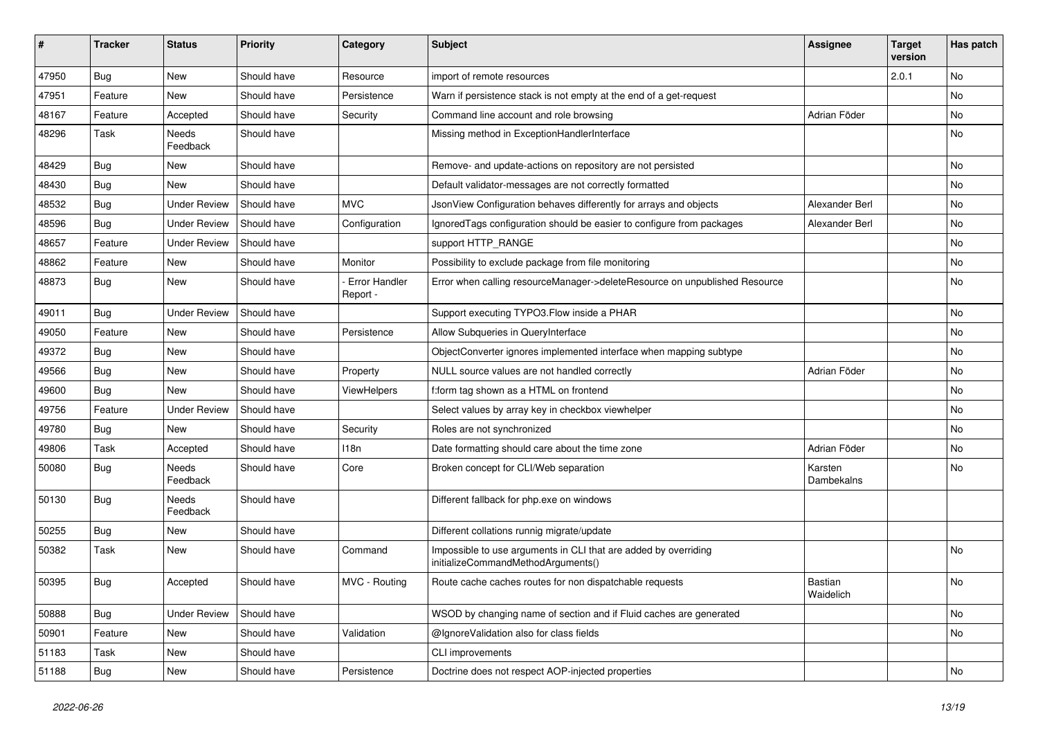| # | Tracker | Status | Priority | Category | Subject | Assignee | Target version | Has patch |
|---|---|---|---|---|---|---|---|---|
| 47950 | Bug | New | Should have | Resource | import of remote resources | | 2.0.1 | No |
| 47951 | Feature | New | Should have | Persistence | Warn if persistence stack is not empty at the end of a get-request | | | No |
| 48167 | Feature | Accepted | Should have | Security | Command line account and role browsing | Adrian Föder | | No |
| 48296 | Task | Needs Feedback | Should have | | Missing method in ExceptionHandlerInterface | | | No |
| 48429 | Bug | New | Should have | | Remove- and update-actions on repository are not persisted | | | No |
| 48430 | Bug | New | Should have | | Default validator-messages are not correctly formatted | | | No |
| 48532 | Bug | Under Review | Should have | MVC | JsonView Configuration behaves differently for arrays and objects | Alexander Berl | | No |
| 48596 | Bug | Under Review | Should have | Configuration | IgnoredTags configuration should be easier to configure from packages | Alexander Berl | | No |
| 48657 | Feature | Under Review | Should have | | support HTTP_RANGE | | | No |
| 48862 | Feature | New | Should have | Monitor | Possibility to exclude package from file monitoring | | | No |
| 48873 | Bug | New | Should have | - Error Handler Report - | Error when calling resourceManager->deleteResource on unpublished Resource | | | No |
| 49011 | Bug | Under Review | Should have | | Support executing TYPO3.Flow inside a PHAR | | | No |
| 49050 | Feature | New | Should have | Persistence | Allow Subqueries in QueryInterface | | | No |
| 49372 | Bug | New | Should have | | ObjectConverter ignores implemented interface when mapping subtype | | | No |
| 49566 | Bug | New | Should have | Property | NULL source values are not handled correctly | Adrian Föder | | No |
| 49600 | Bug | New | Should have | ViewHelpers | f:form tag shown as a HTML on frontend | | | No |
| 49756 | Feature | Under Review | Should have | | Select values by array key in checkbox viewhelper | | | No |
| 49780 | Bug | New | Should have | Security | Roles are not synchronized | | | No |
| 49806 | Task | Accepted | Should have | I18n | Date formatting should care about the time zone | Adrian Föder | | No |
| 50080 | Bug | Needs Feedback | Should have | Core | Broken concept for CLI/Web separation | Karsten Dambekalns | | No |
| 50130 | Bug | Needs Feedback | Should have | | Different fallback for php.exe on windows | | | |
| 50255 | Bug | New | Should have | | Different collations runnig migrate/update | | | |
| 50382 | Task | New | Should have | Command | Impossible to use arguments in CLI that are added by overriding initializeCommandMethodArguments() | | | No |
| 50395 | Bug | Accepted | Should have | MVC - Routing | Route cache caches routes for non dispatchable requests | Bastian Waidelich | | No |
| 50888 | Bug | Under Review | Should have | | WSOD by changing name of section and if Fluid caches are generated | | | No |
| 50901 | Feature | New | Should have | Validation | @IgnoreValidation also for class fields | | | No |
| 51183 | Task | New | Should have | | CLI improvements | | | |
| 51188 | Bug | New | Should have | Persistence | Doctrine does not respect AOP-injected properties | | | No |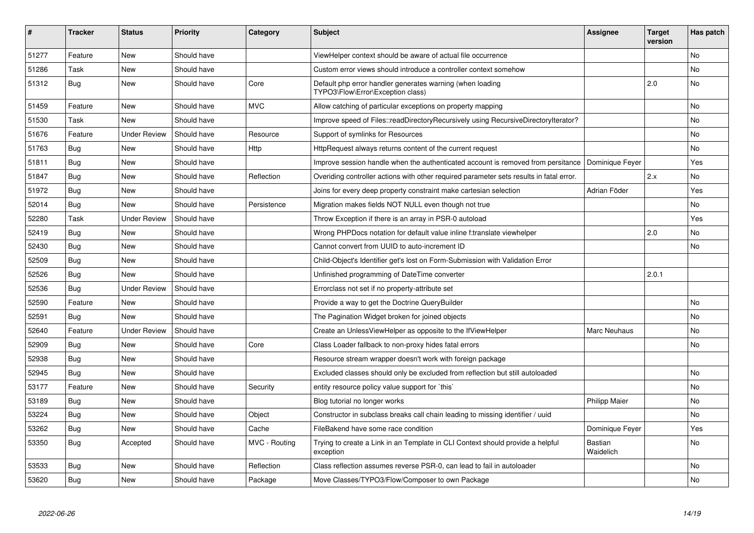| # | Tracker | Status | Priority | Category | Subject | Assignee | Target version | Has patch |
|---|---|---|---|---|---|---|---|---|
| 51277 | Feature | New | Should have | | ViewHelper context should be aware of actual file occurrence | | | No |
| 51286 | Task | New | Should have | | Custom error views should introduce a controller context somehow | | | No |
| 51312 | Bug | New | Should have | Core | Default php error handler generates warning (when loading TYPO3\Flow\Error\Exception class) | | 2.0 | No |
| 51459 | Feature | New | Should have | MVC | Allow catching of particular exceptions on property mapping | | | No |
| 51530 | Task | New | Should have | | Improve speed of Files::readDirectoryRecursively using RecursiveDirectoryIterator? | | | No |
| 51676 | Feature | Under Review | Should have | Resource | Support of symlinks for Resources | | | No |
| 51763 | Bug | New | Should have | Http | HttpRequest always returns content of the current request | | | No |
| 51811 | Bug | New | Should have | | Improve session handle when the authenticated account is removed from persitance | Dominique Feyer | | Yes |
| 51847 | Bug | New | Should have | Reflection | Overiding controller actions with other required parameter sets results in fatal error. | | 2.x | No |
| 51972 | Bug | New | Should have | | Joins for every deep property constraint make cartesian selection | Adrian Föder | | Yes |
| 52014 | Bug | New | Should have | Persistence | Migration makes fields NOT NULL even though not true | | | No |
| 52280 | Task | Under Review | Should have | | Throw Exception if there is an array in PSR-0 autoload | | | Yes |
| 52419 | Bug | New | Should have | | Wrong PHPDocs notation for default value inline f:translate viewhelper | | 2.0 | No |
| 52430 | Bug | New | Should have | | Cannot convert from UUID to auto-increment ID | | | No |
| 52509 | Bug | New | Should have | | Child-Object's Identifier get's lost on Form-Submission with Validation Error | | | |
| 52526 | Bug | New | Should have | | Unfinished programming of DateTime converter | | 2.0.1 | |
| 52536 | Bug | Under Review | Should have | | Errorclass not set if no property-attribute set | | | |
| 52590 | Feature | New | Should have | | Provide a way to get the Doctrine QueryBuilder | | | No |
| 52591 | Bug | New | Should have | | The Pagination Widget broken for joined objects | | | No |
| 52640 | Feature | Under Review | Should have | | Create an UnlessViewHelper as opposite to the IfViewHelper | Marc Neuhaus | | No |
| 52909 | Bug | New | Should have | Core | Class Loader fallback to non-proxy hides fatal errors | | | No |
| 52938 | Bug | New | Should have | | Resource stream wrapper doesn't work with foreign package | | | |
| 52945 | Bug | New | Should have | | Excluded classes should only be excluded from reflection but still autoloaded | | | No |
| 53177 | Feature | New | Should have | Security | entity resource policy value support for `this` | | | No |
| 53189 | Bug | New | Should have | | Blog tutorial no longer works | Philipp Maier | | No |
| 53224 | Bug | New | Should have | Object | Constructor in subclass breaks call chain leading to missing identifier / uuid | | | No |
| 53262 | Bug | New | Should have | Cache | FileBakend have some race condition | Dominique Feyer | | Yes |
| 53350 | Bug | Accepted | Should have | MVC - Routing | Trying to create a Link in an Template in CLI Context should provide a helpful exception | Bastian Waidelich | | No |
| 53533 | Bug | New | Should have | Reflection | Class reflection assumes reverse PSR-0, can lead to fail in autoloader | | | No |
| 53620 | Bug | New | Should have | Package | Move Classes/TYPO3/Flow/Composer to own Package | | | No |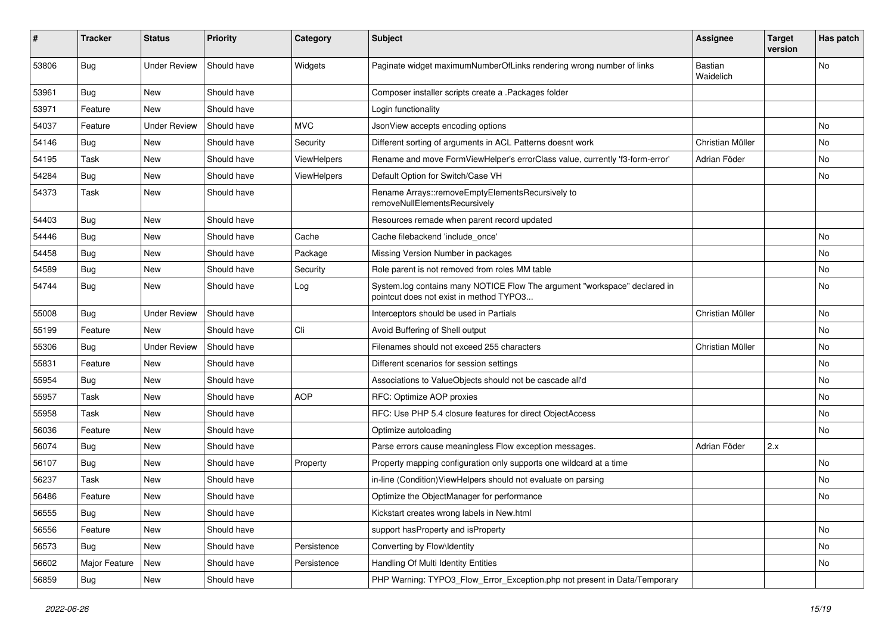| # | Tracker | Status | Priority | Category | Subject | Assignee | Target version | Has patch |
|---|---|---|---|---|---|---|---|---|
| 53806 | Bug | Under Review | Should have | Widgets | Paginate widget maximumNumberOfLinks rendering wrong number of links | Bastian Waidelich | | No |
| 53961 | Bug | New | Should have | | Composer installer scripts create a .Packages folder | | | |
| 53971 | Feature | New | Should have | | Login functionality | | | |
| 54037 | Feature | Under Review | Should have | MVC | JsonView accepts encoding options | | | No |
| 54146 | Bug | New | Should have | Security | Different sorting of arguments in ACL Patterns doesnt work | Christian Müller | | No |
| 54195 | Task | New | Should have | ViewHelpers | Rename and move FormViewHelper's errorClass value, currently 'f3-form-error' | Adrian Föder | | No |
| 54284 | Bug | New | Should have | ViewHelpers | Default Option for Switch/Case VH | | | No |
| 54373 | Task | New | Should have | | Rename Arrays::removeEmptyElementsRecursively to removeNullElementsRecursively | | | |
| 54403 | Bug | New | Should have | | Resources remade when parent record updated | | | |
| 54446 | Bug | New | Should have | Cache | Cache filebackend 'include_once' | | | No |
| 54458 | Bug | New | Should have | Package | Missing Version Number in packages | | | No |
| 54589 | Bug | New | Should have | Security | Role parent is not removed from roles MM table | | | No |
| 54744 | Bug | New | Should have | Log | System.log contains many NOTICE Flow The argument "workspace" declared in pointcut does not exist in method TYPO3... | | | No |
| 55008 | Bug | Under Review | Should have | | Interceptors should be used in Partials | Christian Müller | | No |
| 55199 | Feature | New | Should have | Cli | Avoid Buffering of Shell output | | | No |
| 55306 | Bug | Under Review | Should have | | Filenames should not exceed 255 characters | Christian Müller | | No |
| 55831 | Feature | New | Should have | | Different scenarios for session settings | | | No |
| 55954 | Bug | New | Should have | | Associations to ValueObjects should not be cascade all'd | | | No |
| 55957 | Task | New | Should have | AOP | RFC: Optimize AOP proxies | | | No |
| 55958 | Task | New | Should have | | RFC: Use PHP 5.4 closure features for direct ObjectAccess | | | No |
| 56036 | Feature | New | Should have | | Optimize autoloading | | | No |
| 56074 | Bug | New | Should have | | Parse errors cause meaningless Flow exception messages. | Adrian Föder | 2.x | |
| 56107 | Bug | New | Should have | Property | Property mapping configuration only supports one wildcard at a time | | | No |
| 56237 | Task | New | Should have | | in-line (Condition)ViewHelpers should not evaluate on parsing | | | No |
| 56486 | Feature | New | Should have | | Optimize the ObjectManager for performance | | | No |
| 56555 | Bug | New | Should have | | Kickstart creates wrong labels in New.html | | | |
| 56556 | Feature | New | Should have | | support hasProperty and isProperty | | | No |
| 56573 | Bug | New | Should have | Persistence | Converting by Flow\Identity | | | No |
| 56602 | Major Feature | New | Should have | Persistence | Handling Of Multi Identity Entities | | | No |
| 56859 | Bug | New | Should have | | PHP Warning: TYPO3_Flow_Error_Exception.php not present in Data/Temporary | | | |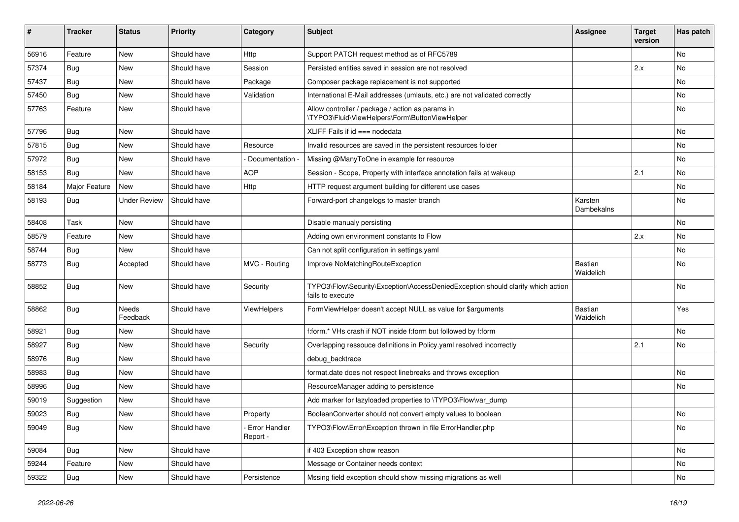| # | Tracker | Status | Priority | Category | Subject | Assignee | Target version | Has patch |
|---|---|---|---|---|---|---|---|---|
| 56916 | Feature | New | Should have | Http | Support PATCH request method as of RFC5789 | | | No |
| 57374 | Bug | New | Should have | Session | Persisted entities saved in session are not resolved | | 2.x | No |
| 57437 | Bug | New | Should have | Package | Composer package replacement is not supported | | | No |
| 57450 | Bug | New | Should have | Validation | International E-Mail addresses (umlauts, etc.) are not validated correctly | | | No |
| 57763 | Feature | New | Should have | | Allow controller / package / action as params in \TYPO3\Fluid\ViewHelpers\Form\ButtonViewHelper | | | No |
| 57796 | Bug | New | Should have | | XLIFF Fails if id === nodedata | | | No |
| 57815 | Bug | New | Should have | Resource | Invalid resources are saved in the persistent resources folder | | | No |
| 57972 | Bug | New | Should have | - Documentation - | Missing @ManyToOne in example for resource | | | No |
| 58153 | Bug | New | Should have | AOP | Session - Scope, Property with interface annotation fails at wakeup | | 2.1 | No |
| 58184 | Major Feature | New | Should have | Http | HTTP request argument building for different use cases | | | No |
| 58193 | Bug | Under Review | Should have | | Forward-port changelogs to master branch | Karsten Dambekalns | | No |
| 58408 | Task | New | Should have | | Disable manualy persisting | | | No |
| 58579 | Feature | New | Should have | | Adding own environment constants to Flow | | 2.x | No |
| 58744 | Bug | New | Should have | | Can not split configuration in settings.yaml | | | No |
| 58773 | Bug | Accepted | Should have | MVC - Routing | Improve NoMatchingRouteException | Bastian Waidelich | | No |
| 58852 | Bug | New | Should have | Security | TYPO3\Flow\Security\Exception\AccessDeniedException should clarify which action fails to execute | | | No |
| 58862 | Bug | Needs Feedback | Should have | ViewHelpers | FormViewHelper doesn't accept NULL as value for $arguments | Bastian Waidelich | | Yes |
| 58921 | Bug | New | Should have | | f:form.* VHs crash if NOT inside f:form but followed by f:form | | | No |
| 58927 | Bug | New | Should have | Security | Overlapping ressouce definitions in Policy.yaml resolved incorrectly | | 2.1 | No |
| 58976 | Bug | New | Should have | | debug_backtrace | | | |
| 58983 | Bug | New | Should have | | format.date does not respect linebreaks and throws exception | | | No |
| 58996 | Bug | New | Should have | | ResourceManager adding to persistence | | | No |
| 59019 | Suggestion | New | Should have | | Add marker for lazyloaded properties to \TYPO3\Flow\var_dump | | | |
| 59023 | Bug | New | Should have | Property | BooleanConverter should not convert empty values to boolean | | | No |
| 59049 | Bug | New | Should have | - Error Handler Report - | TYPO3\Flow\Error\Exception thrown in file ErrorHandler.php | | | No |
| 59084 | Bug | New | Should have | | if 403 Exception show reason | | | No |
| 59244 | Feature | New | Should have | | Message or Container needs context | | | No |
| 59322 | Bug | New | Should have | Persistence | Mssing field exception should show missing migrations as well | | | No |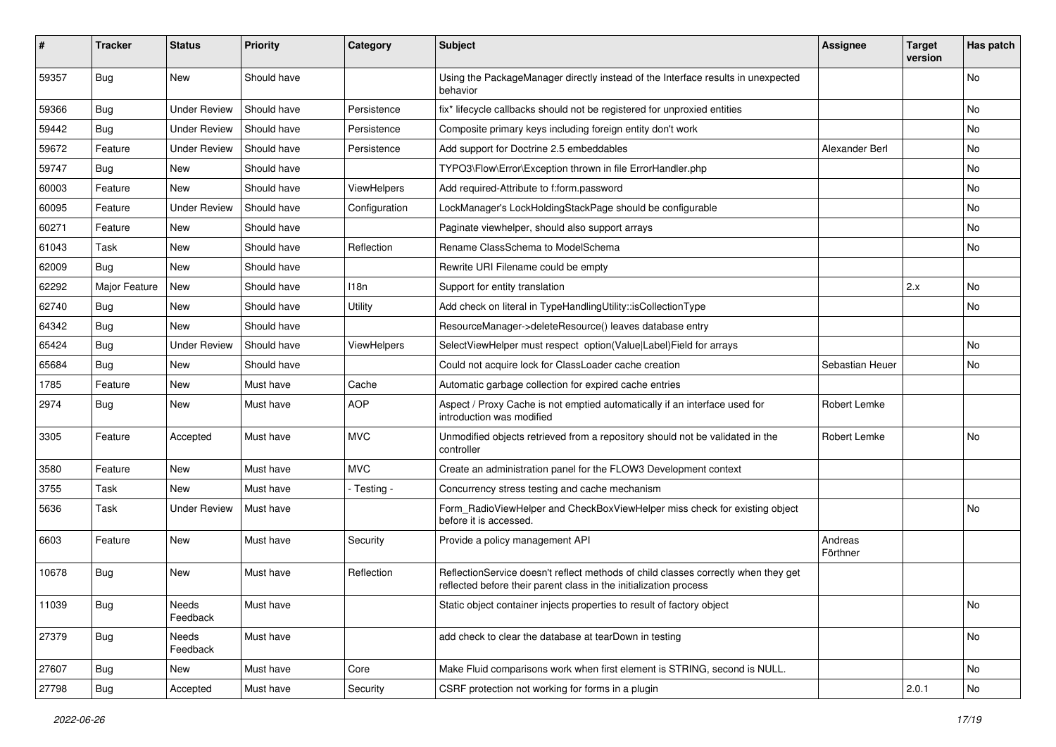| # | Tracker | Status | Priority | Category | Subject | Assignee | Target version | Has patch |
|---|---|---|---|---|---|---|---|---|
| 59357 | Bug | New | Should have | | Using the PackageManager directly instead of the Interface results in unexpected behavior | | | No |
| 59366 | Bug | Under Review | Should have | Persistence | fix* lifecycle callbacks should not be registered for unproxied entities | | | No |
| 59442 | Bug | Under Review | Should have | Persistence | Composite primary keys including foreign entity don't work | | | No |
| 59672 | Feature | Under Review | Should have | Persistence | Add support for Doctrine 2.5 embeddables | Alexander Berl | | No |
| 59747 | Bug | New | Should have | | TYPO3\Flow\Error\Exception thrown in file ErrorHandler.php | | | No |
| 60003 | Feature | New | Should have | ViewHelpers | Add required-Attribute to f:form.password | | | No |
| 60095 | Feature | Under Review | Should have | Configuration | LockManager's LockHoldingStackPage should be configurable | | | No |
| 60271 | Feature | New | Should have | | Paginate viewhelper, should also support arrays | | | No |
| 61043 | Task | New | Should have | Reflection | Rename ClassSchema to ModelSchema | | | No |
| 62009 | Bug | New | Should have | | Rewrite URI Filename could be empty | | | |
| 62292 | Major Feature | New | Should have | I18n | Support for entity translation | | 2.x | No |
| 62740 | Bug | New | Should have | Utility | Add check on literal in TypeHandlingUtility::isCollectionType | | | No |
| 64342 | Bug | New | Should have | | ResourceManager->deleteResource() leaves database entry | | | |
| 65424 | Bug | Under Review | Should have | ViewHelpers | SelectViewHelper must respect option(Value\|Label)Field for arrays | | | No |
| 65684 | Bug | New | Should have | | Could not acquire lock for ClassLoader cache creation | Sebastian Heuer | | No |
| 1785 | Feature | New | Must have | Cache | Automatic garbage collection for expired cache entries | | | |
| 2974 | Bug | New | Must have | AOP | Aspect / Proxy Cache is not emptied automatically if an interface used for introduction was modified | Robert Lemke | | |
| 3305 | Feature | Accepted | Must have | MVC | Unmodified objects retrieved from a repository should not be validated in the controller | Robert Lemke | | No |
| 3580 | Feature | New | Must have | MVC | Create an administration panel for the FLOW3 Development context | | | |
| 3755 | Task | New | Must have | - Testing - | Concurrency stress testing and cache mechanism | | | |
| 5636 | Task | Under Review | Must have | | Form_RadioViewHelper and CheckBoxViewHelper miss check for existing object before it is accessed. | | | No |
| 6603 | Feature | New | Must have | Security | Provide a policy management API | Andreas Förthner | | |
| 10678 | Bug | New | Must have | Reflection | ReflectionService doesn't reflect methods of child classes correctly when they get reflected before their parent class in the initialization process | | | |
| 11039 | Bug | Needs Feedback | Must have | | Static object container injects properties to result of factory object | | | No |
| 27379 | Bug | Needs Feedback | Must have | | add check to clear the database at tearDown in testing | | | No |
| 27607 | Bug | New | Must have | Core | Make Fluid comparisons work when first element is STRING, second is NULL. | | | No |
| 27798 | Bug | Accepted | Must have | Security | CSRF protection not working for forms in a plugin | | 2.0.1 | No |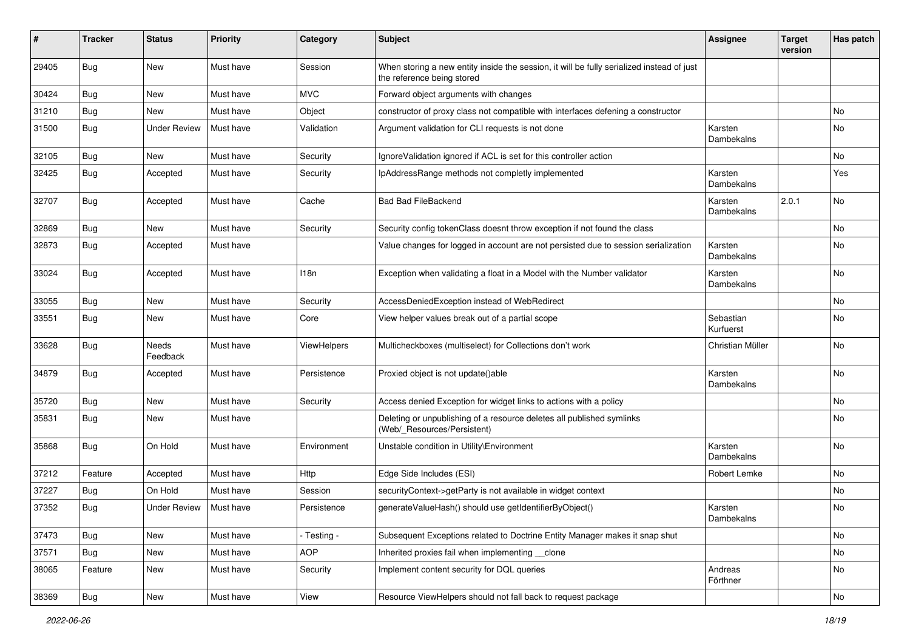| # | Tracker | Status | Priority | Category | Subject | Assignee | Target version | Has patch |
|---|---|---|---|---|---|---|---|---|
| 29405 | Bug | New | Must have | Session | When storing a new entity inside the session, it will be fully serialized instead of just the reference being stored | | | |
| 30424 | Bug | New | Must have | MVC | Forward object arguments with changes | | | |
| 31210 | Bug | New | Must have | Object | constructor of proxy class not compatible with interfaces defening a constructor | | | No |
| 31500 | Bug | Under Review | Must have | Validation | Argument validation for CLI requests is not done | Karsten Dambekalns | | No |
| 32105 | Bug | New | Must have | Security | IgnoreValidation ignored if ACL is set for this controller action | | | No |
| 32425 | Bug | Accepted | Must have | Security | IpAddressRange methods not completly implemented | Karsten Dambekalns | | Yes |
| 32707 | Bug | Accepted | Must have | Cache | Bad Bad FileBackend | Karsten Dambekalns | 2.0.1 | No |
| 32869 | Bug | New | Must have | Security | Security config tokenClass doesnt throw exception if not found the class | | | No |
| 32873 | Bug | Accepted | Must have | | Value changes for logged in account are not persisted due to session serialization | Karsten Dambekalns | | No |
| 33024 | Bug | Accepted | Must have | I18n | Exception when validating a float in a Model with the Number validator | Karsten Dambekalns | | No |
| 33055 | Bug | New | Must have | Security | AccessDeniedException instead of WebRedirect | | | No |
| 33551 | Bug | New | Must have | Core | View helper values break out of a partial scope | Sebastian Kurfuerst | | No |
| 33628 | Bug | Needs Feedback | Must have | ViewHelpers | Multicheckboxes (multiselect) for Collections don't work | Christian Müller | | No |
| 34879 | Bug | Accepted | Must have | Persistence | Proxied object is not update()able | Karsten Dambekalns | | No |
| 35720 | Bug | New | Must have | Security | Access denied Exception for widget links to actions with a policy | | | No |
| 35831 | Bug | New | Must have | | Deleting or unpublishing of a resource deletes all published symlinks (Web/_Resources/Persistent) | | | No |
| 35868 | Bug | On Hold | Must have | Environment | Unstable condition in Utility\Environment | Karsten Dambekalns | | No |
| 37212 | Feature | Accepted | Must have | Http | Edge Side Includes (ESI) | Robert Lemke | | No |
| 37227 | Bug | On Hold | Must have | Session | securityContext->getParty is not available in widget context | | | No |
| 37352 | Bug | Under Review | Must have | Persistence | generateValueHash() should use getIdentifierByObject() | Karsten Dambekalns | | No |
| 37473 | Bug | New | Must have | - Testing - | Subsequent Exceptions related to Doctrine Entity Manager makes it snap shut | | | No |
| 37571 | Bug | New | Must have | AOP | Inherited proxies fail when implementing __clone | | | No |
| 38065 | Feature | New | Must have | Security | Implement content security for DQL queries | Andreas Förthner | | No |
| 38369 | Bug | New | Must have | View | Resource ViewHelpers should not fall back to request package | | | No |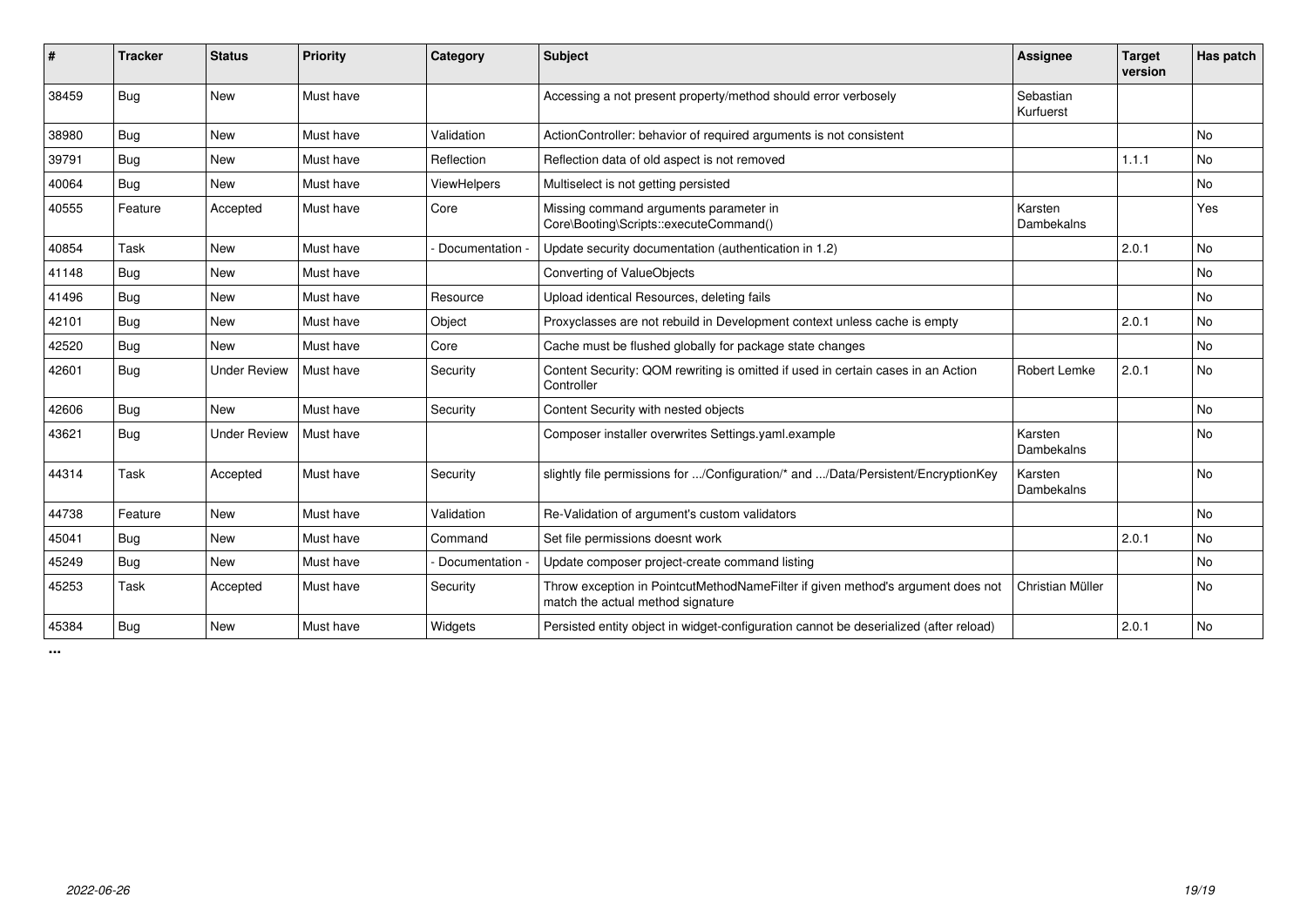| # | Tracker | Status | Priority | Category | Subject | Assignee | Target version | Has patch |
|---|---|---|---|---|---|---|---|---|
| 38459 | Bug | New | Must have | | Accessing a not present property/method should error verbosely | Sebastian Kurfuerst | | |
| 38980 | Bug | New | Must have | Validation | ActionController: behavior of required arguments is not consistent | | | No |
| 39791 | Bug | New | Must have | Reflection | Reflection data of old aspect is not removed | | 1.1.1 | No |
| 40064 | Bug | New | Must have | ViewHelpers | Multiselect is not getting persisted | | | No |
| 40555 | Feature | Accepted | Must have | Core | Missing command arguments parameter in Core\Booting\Scripts::executeCommand() | Karsten Dambekalns | | Yes |
| 40854 | Task | New | Must have | - Documentation - | Update security documentation (authentication in 1.2) | | 2.0.1 | No |
| 41148 | Bug | New | Must have | | Converting of ValueObjects | | | No |
| 41496 | Bug | New | Must have | Resource | Upload identical Resources, deleting fails | | | No |
| 42101 | Bug | New | Must have | Object | Proxyclasses are not rebuild in Development context unless cache is empty | | 2.0.1 | No |
| 42520 | Bug | New | Must have | Core | Cache must be flushed globally for package state changes | | | No |
| 42601 | Bug | Under Review | Must have | Security | Content Security: QOM rewriting is omitted if used in certain cases in an Action Controller | Robert Lemke | 2.0.1 | No |
| 42606 | Bug | New | Must have | Security | Content Security with nested objects | | | No |
| 43621 | Bug | Under Review | Must have | | Composer installer overwrites Settings.yaml.example | Karsten Dambekalns | | No |
| 44314 | Task | Accepted | Must have | Security | slightly file permissions for .../Configuration/* and .../Data/Persistent/EncryptionKey | Karsten Dambekalns | | No |
| 44738 | Feature | New | Must have | Validation | Re-Validation of argument's custom validators | | | No |
| 45041 | Bug | New | Must have | Command | Set file permissions doesnt work | | 2.0.1 | No |
| 45249 | Bug | New | Must have | - Documentation - | Update composer project-create command listing | | | No |
| 45253 | Task | Accepted | Must have | Security | Throw exception in PointcutMethodNameFilter if given method's argument does not match the actual method signature | Christian Müller | | No |
| 45384 | Bug | New | Must have | Widgets | Persisted entity object in widget-configuration cannot be deserialized (after reload) | | 2.0.1 | No |

...